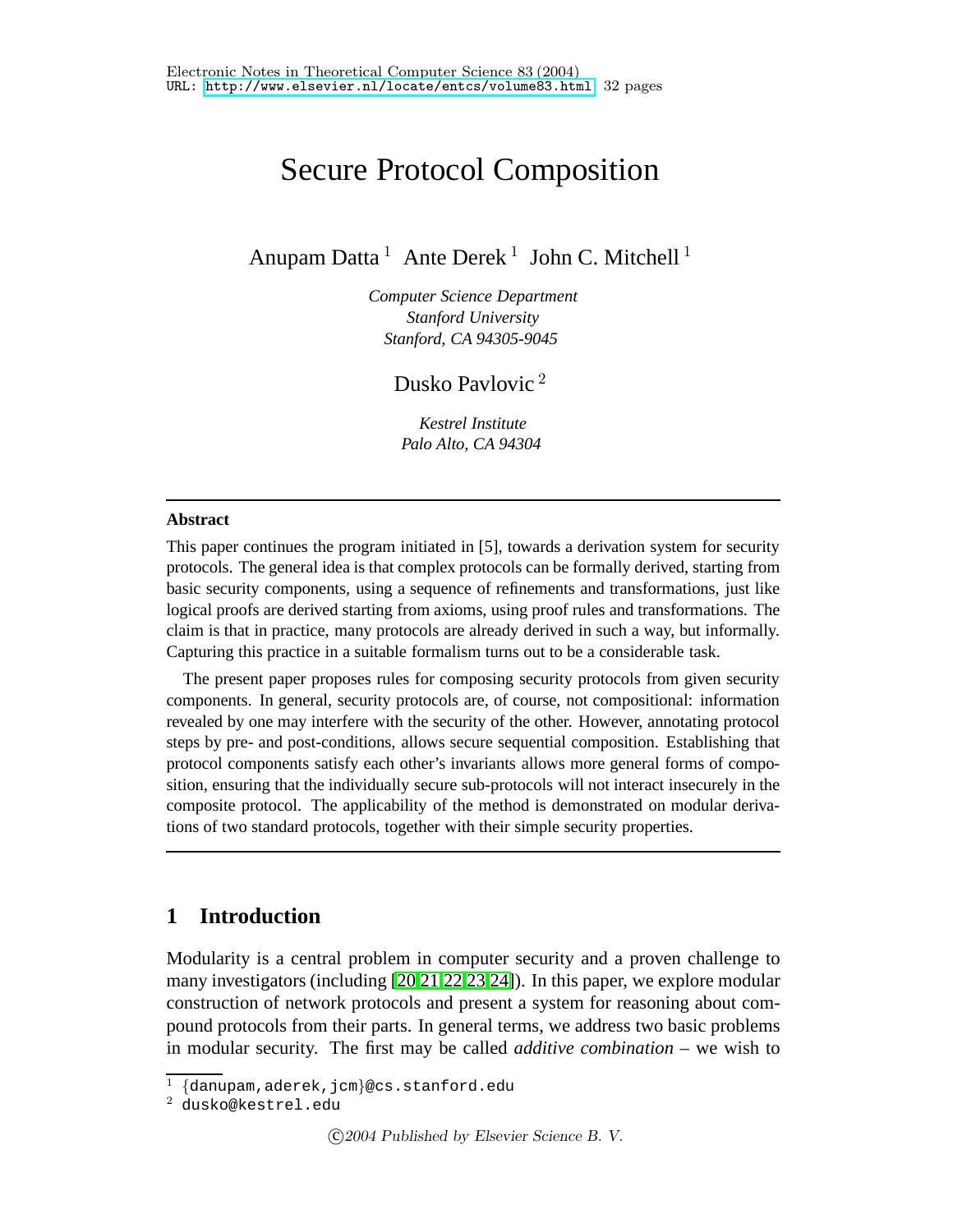# Secure Protocol Composition

Anupam Datta [1] Ante Derek [1] John C. Mitchell [1]

*Computer Science Department*
*Stanford University*
*Stanford, CA 94305-9045*

Dusko Pavlovic [2]

*Kestrel Institute*
*Palo Alto, CA 94304*

---

**Abstract**

This paper continues the program initiated in [5], towards a derivation system for security protocols. The general idea is that complex protocols can be formally derived, starting from basic security components, using a sequence of refinements and transformations, just like logical proofs are derived starting from axioms, using proof rules and transformations. The claim is that in practice, many protocols are already derived in such a way, but informally. Capturing this practice in a suitable formalism turns out to be a considerable task.

The present paper proposes rules for composing security protocols from given security components. In general, security protocols are, of course, not compositional: information revealed by one may interfere with the security of the other. However, annotating protocol steps by pre- and post-conditions, allows secure sequential composition. Establishing that protocol components satisfy each other's invariants allows more general forms of composition, ensuring that the individually secure sub-protocols will not interact insecurely in the composite protocol. The applicability of the method is demonstrated on modular derivations of two standard protocols, together with their simple security properties.

---

## 1 Introduction

Modularity is a central problem in computer security and a proven challenge to many investigators (including [20,21,22,23,24]). In this paper, we explore modular construction of network protocols and present a system for reasoning about compound protocols from their parts. In general terms, we address two basic problems in modular security. The first may be called *additive combination* – we wish to

[1] {danupam,aderek,jcm}@cs.stanford.edu

[2] dusko@kestrel.edu

©2004 Published by Elsevier Science B. V.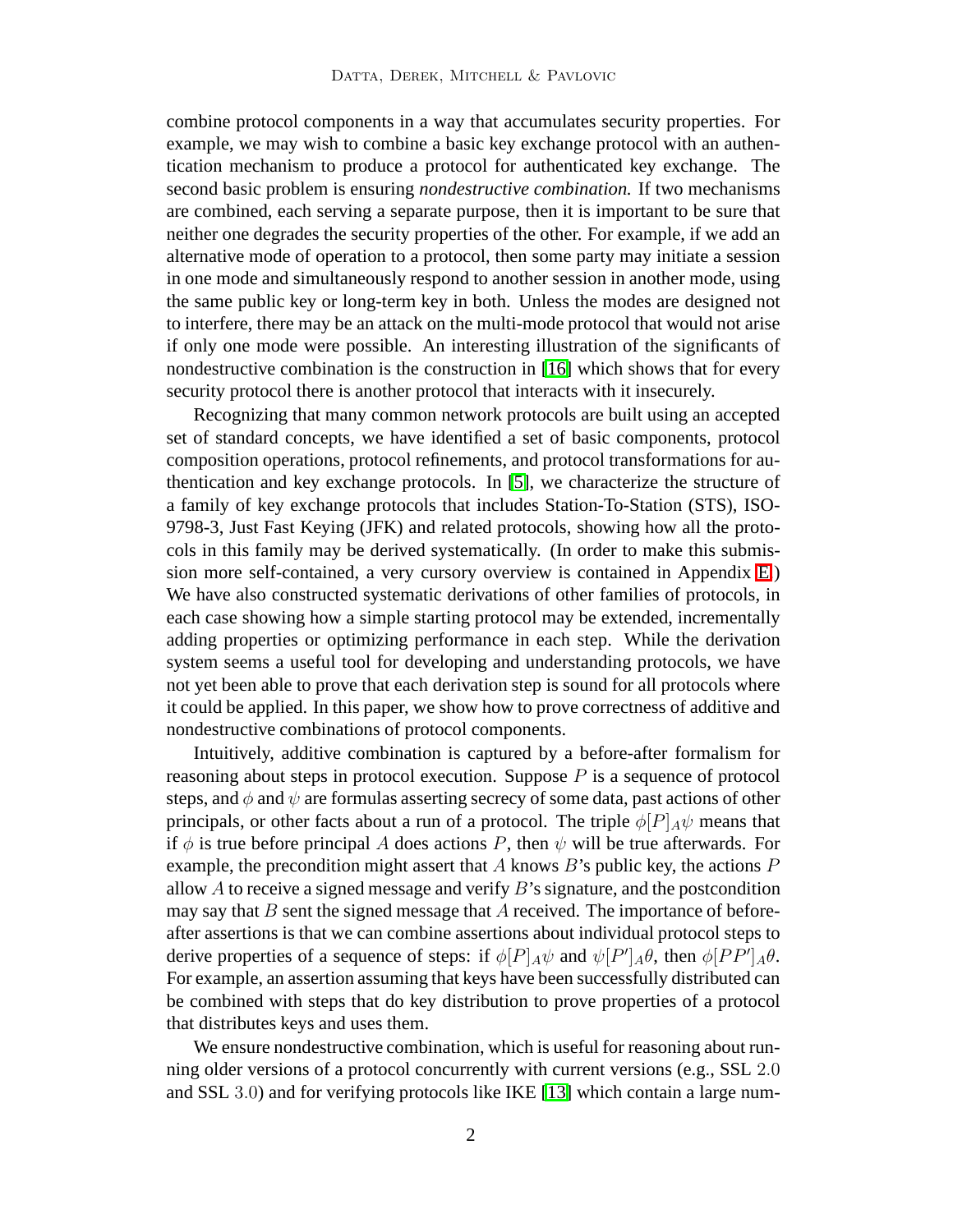combine protocol components in a way that accumulates security properties. For example, we may wish to combine a basic key exchange protocol with an authentication mechanism to produce a protocol for authenticated key exchange. The second basic problem is ensuring *nondestructive combination.* If two mechanisms are combined, each serving a separate purpose, then it is important to be sure that neither one degrades the security properties of the other. For example, if we add an alternative mode of operation to a protocol, then some party may initiate a session in one mode and simultaneously respond to another session in another mode, using the same public key or long-term key in both. Unless the modes are designed not to interfere, there may be an attack on the multi-mode protocol that would not arise if only one mode were possible. An interesting illustration of the significants of nondestructive combination is the construction in [16] which shows that for every security protocol there is another protocol that interacts with it insecurely.

Recognizing that many common network protocols are built using an accepted set of standard concepts, we have identified a set of basic components, protocol composition operations, protocol refinements, and protocol transformations for authentication and key exchange protocols. In [5], we characterize the structure of a family of key exchange protocols that includes Station-To-Station (STS), ISO-9798-3, Just Fast Keying (JFK) and related protocols, showing how all the protocols in this family may be derived systematically. (In order to make this submission more self-contained, a very cursory overview is contained in Appendix E.) We have also constructed systematic derivations of other families of protocols, in each case showing how a simple starting protocol may be extended, incrementally adding properties or optimizing performance in each step. While the derivation system seems a useful tool for developing and understanding protocols, we have not yet been able to prove that each derivation step is sound for all protocols where it could be applied. In this paper, we show how to prove correctness of additive and nondestructive combinations of protocol components.

Intuitively, additive combination is captured by a before-after formalism for reasoning about steps in protocol execution. Suppose $P$ is a sequence of protocol steps, and $\phi$ and $\psi$ are formulas asserting secrecy of some data, past actions of other principals, or other facts about a run of a protocol. The triple $\phi[P]_A\psi$ means that if $\phi$ is true before principal $A$ does actions $P$, then $\psi$ will be true afterwards. For example, the precondition might assert that $A$ knows $B$'s public key, the actions $P$ allow $A$ to receive a signed message and verify $B$'s signature, and the postcondition may say that $B$ sent the signed message that $A$ received. The importance of before-after assertions is that we can combine assertions about individual protocol steps to derive properties of a sequence of steps: if $\phi[P]_A\psi$ and $\psi[P']_A\theta$, then $\phi[PP']_A\theta$. For example, an assertion assuming that keys have been successfully distributed can be combined with steps that do key distribution to prove properties of a protocol that distributes keys and uses them.

We ensure nondestructive combination, which is useful for reasoning about running older versions of a protocol concurrently with current versions (e.g., SSL $2.0$ and SSL $3.0$) and for verifying protocols like IKE [13] which contain a large num-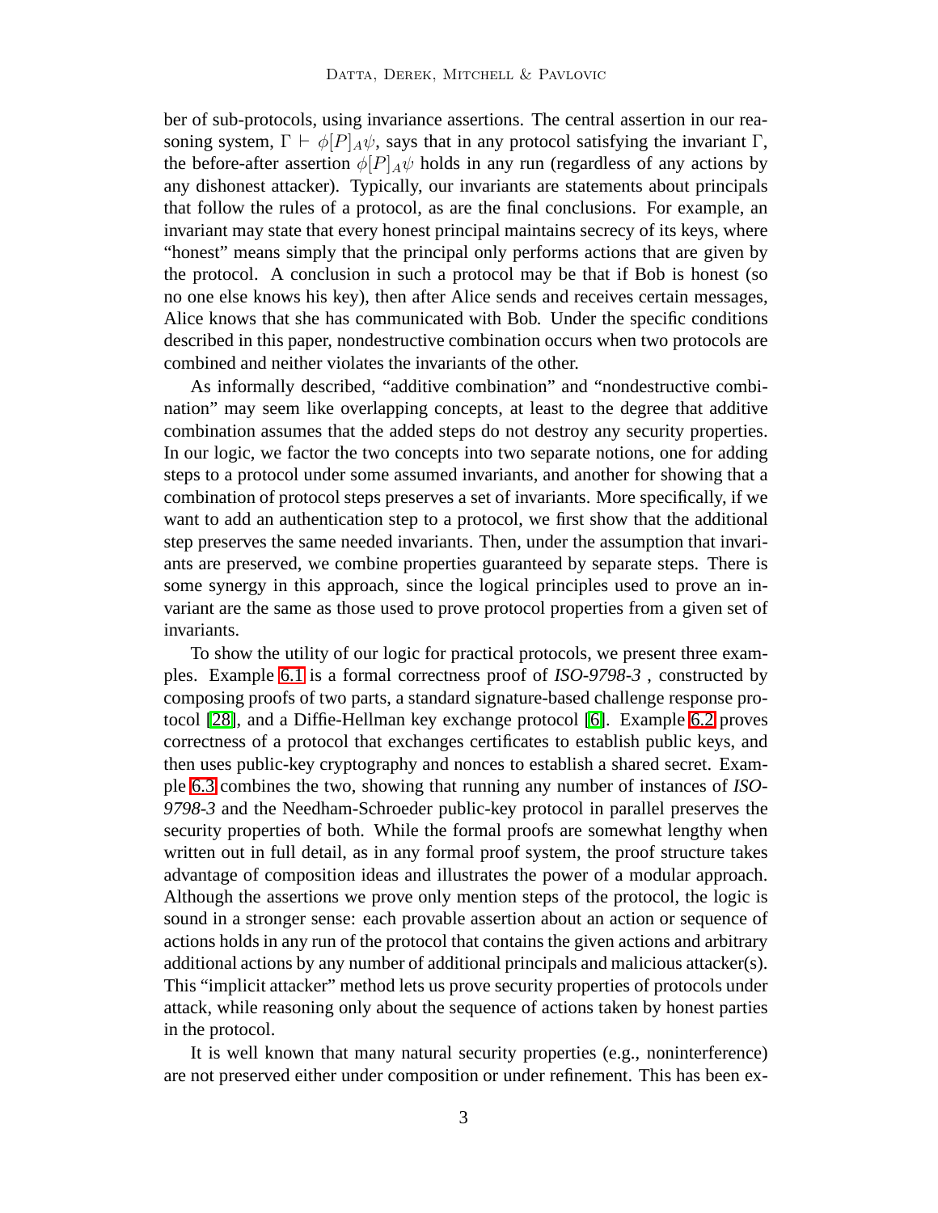ber of sub-protocols, using invariance assertions. The central assertion in our reasoning system, $\Gamma \vdash \phi[P]_A\psi$, says that in any protocol satisfying the invariant $\Gamma$, the before-after assertion $\phi[P]_A\psi$ holds in any run (regardless of any actions by any dishonest attacker). Typically, our invariants are statements about principals that follow the rules of a protocol, as are the final conclusions. For example, an invariant may state that every honest principal maintains secrecy of its keys, where "honest" means simply that the principal only performs actions that are given by the protocol. A conclusion in such a protocol may be that if Bob is honest (so no one else knows his key), then after Alice sends and receives certain messages, Alice knows that she has communicated with Bob. Under the specific conditions described in this paper, nondestructive combination occurs when two protocols are combined and neither violates the invariants of the other.

As informally described, "additive combination" and "nondestructive combination" may seem like overlapping concepts, at least to the degree that additive combination assumes that the added steps do not destroy any security properties. In our logic, we factor the two concepts into two separate notions, one for adding steps to a protocol under some assumed invariants, and another for showing that a combination of protocol steps preserves a set of invariants. More specifically, if we want to add an authentication step to a protocol, we first show that the additional step preserves the same needed invariants. Then, under the assumption that invariants are preserved, we combine properties guaranteed by separate steps. There is some synergy in this approach, since the logical principles used to prove an invariant are the same as those used to prove protocol properties from a given set of invariants.

To show the utility of our logic for practical protocols, we present three examples. Example 6.1 is a formal correctness proof of *ISO-9798-3* , constructed by composing proofs of two parts, a standard signature-based challenge response protocol [28], and a Diffie-Hellman key exchange protocol [6]. Example 6.2 proves correctness of a protocol that exchanges certificates to establish public keys, and then uses public-key cryptography and nonces to establish a shared secret. Example 6.3 combines the two, showing that running any number of instances of *ISO-9798-3* and the Needham-Schroeder public-key protocol in parallel preserves the security properties of both. While the formal proofs are somewhat lengthy when written out in full detail, as in any formal proof system, the proof structure takes advantage of composition ideas and illustrates the power of a modular approach. Although the assertions we prove only mention steps of the protocol, the logic is sound in a stronger sense: each provable assertion about an action or sequence of actions holds in any run of the protocol that contains the given actions and arbitrary additional actions by any number of additional principals and malicious attacker(s). This "implicit attacker" method lets us prove security properties of protocols under attack, while reasoning only about the sequence of actions taken by honest parties in the protocol.

It is well known that many natural security properties (e.g., noninterference) are not preserved either under composition or under refinement. This has been ex-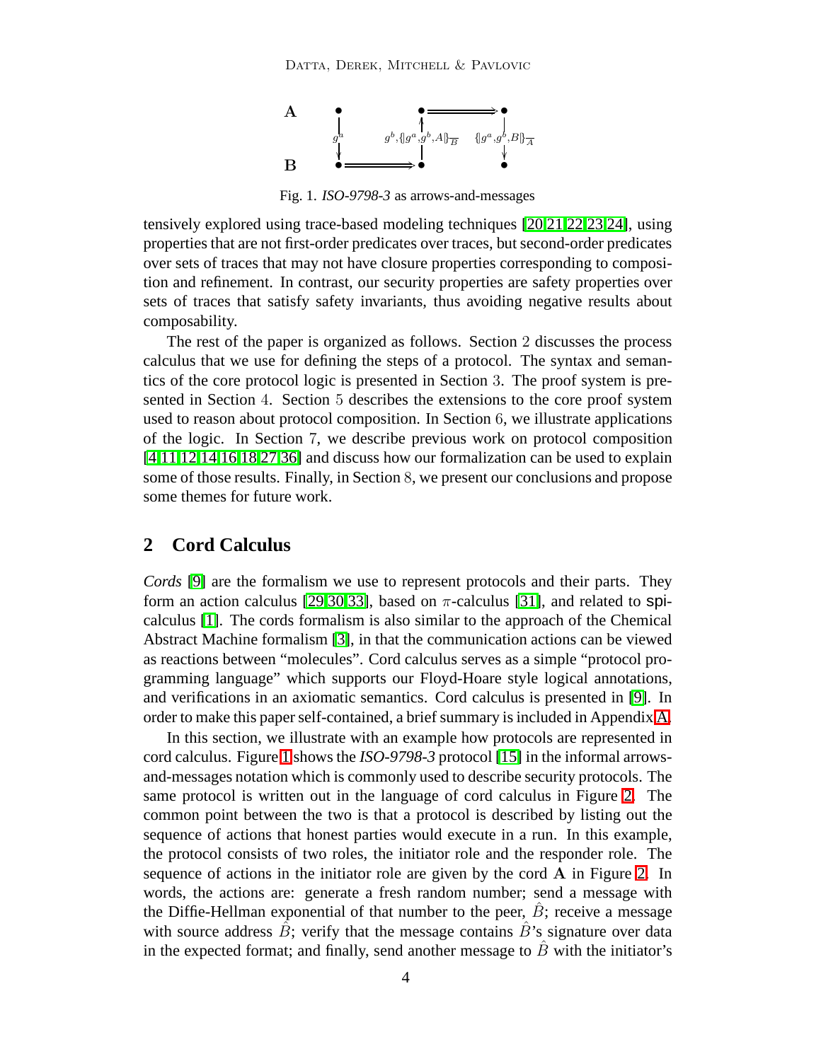Fig. 1. *ISO-9798-3* as arrows-and-messages

tensively explored using trace-based modeling techniques [20,21,22,23,24], using properties that are not first-order predicates over traces, but second-order predicates over sets of traces that may not have closure properties corresponding to composition and refinement. In contrast, our security properties are safety properties over sets of traces that satisfy safety invariants, thus avoiding negative results about composability.

The rest of the paper is organized as follows. Section 2 discusses the process calculus that we use for defining the steps of a protocol. The syntax and semantics of the core protocol logic is presented in Section 3. The proof system is presented in Section 4. Section 5 describes the extensions to the core proof system used to reason about protocol composition. In Section 6, we illustrate applications of the logic. In Section 7, we describe previous work on protocol composition [4,11,12,14,16,18,27,36] and discuss how our formalization can be used to explain some of those results. Finally, in Section 8, we present our conclusions and propose some themes for future work.

## 2 Cord Calculus

*Cords* [9] are the formalism we use to represent protocols and their parts. They form an action calculus [29,30,33], based on $\pi$-calculus [31], and related to spi-calculus [1]. The cords formalism is also similar to the approach of the Chemical Abstract Machine formalism [3], in that the communication actions can be viewed as reactions between "molecules". Cord calculus serves as a simple "protocol programming language" which supports our Floyd-Hoare style logical annotations, and verifications in an axiomatic semantics. Cord calculus is presented in [9]. In order to make this paper self-contained, a brief summary is included in Appendix A.

In this section, we illustrate with an example how protocols are represented in cord calculus. Figure 1 shows the *ISO-9798-3* protocol [15] in the informal arrows-and-messages notation which is commonly used to describe security protocols. The same protocol is written out in the language of cord calculus in Figure 2. The common point between the two is that a protocol is described by listing out the sequence of actions that honest parties would execute in a run. In this example, the protocol consists of two roles, the initiator role and the responder role. The sequence of actions in the initiator role are given by the cord $\mathbf{A}$ in Figure 2. In words, the actions are: generate a fresh random number; send a message with the Diffie-Hellman exponential of that number to the peer, $\hat{B}$; receive a message with source address $\hat{B}$; verify that the message contains $\hat{B}$'s signature over data in the expected format; and finally, send another message to $\hat{B}$ with the initiator's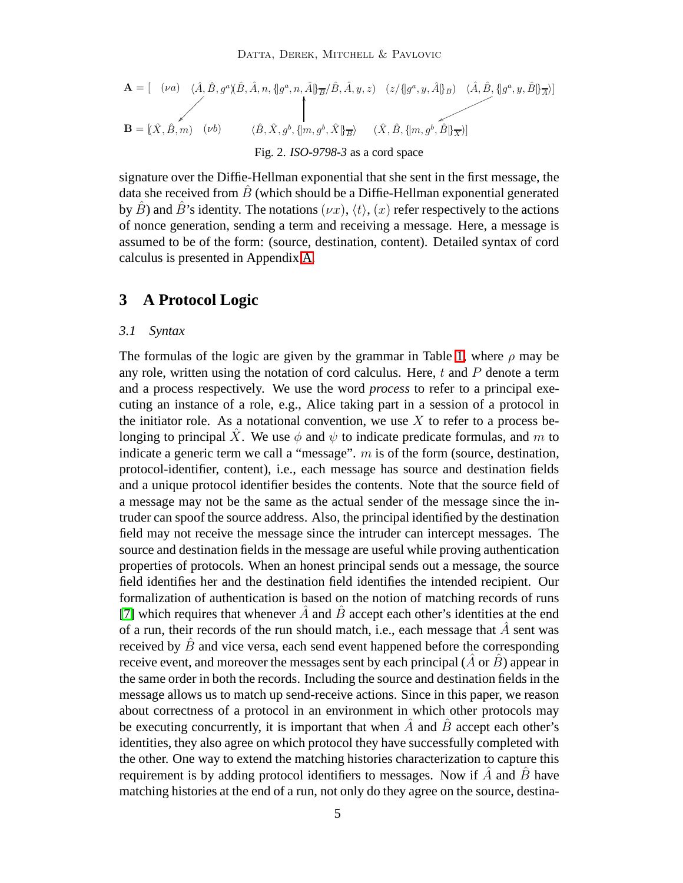$$\mathbf{A} = [\ (\nu a)\ \ \langle \hat{A}, \hat{B}, g^a \rangle (\hat{B}, \hat{A}, n, \{\!|g^a, n, \hat{A}|\!\}_{\overline{B}} / \hat{B}, \hat{A}, y, z)\ \ (z / \{\!|g^a, y, \hat{A}|\!\}_B)\ \ \langle \hat{A}, \hat{B}, \{\!|g^a, y, \hat{B}|\!\}_{\overline{A}} \rangle ]$$

$$\mathbf{B} = [(\hat{X}, \hat{B}, m)\ \ (\nu b)\ \ \ \ \langle \hat{B}, \hat{X}, g^b, \{\!|m, g^b, \hat{X}|\!\}_{\overline{B}} \rangle\ \ \ \ (\hat{X}, \hat{B}, \{\!|m, g^b, \hat{B}|\!\}_{\overline{X}})]$$

Fig. 2. *ISO-9798-3* as a cord space

signature over the Diffie-Hellman exponential that she sent in the first message, the data she received from $\hat{B}$ (which should be a Diffie-Hellman exponential generated by $\hat{B}$) and $\hat{B}$'s identity. The notations $(\nu x)$, $\langle t \rangle$, $(x)$ refer respectively to the actions of nonce generation, sending a term and receiving a message. Here, a message is assumed to be of the form: (source, destination, content). Detailed syntax of cord calculus is presented in Appendix A.

## 3 A Protocol Logic

### 3.1 Syntax

The formulas of the logic are given by the grammar in Table 1, where $\rho$ may be any role, written using the notation of cord calculus. Here, $t$ and $P$ denote a term and a process respectively. We use the word *process* to refer to a principal executing an instance of a role, e.g., Alice taking part in a session of a protocol in the initiator role. As a notational convention, we use $X$ to refer to a process belonging to principal $\hat{X}$. We use $\phi$ and $\psi$ to indicate predicate formulas, and $m$ to indicate a generic term we call a "message". $m$ is of the form (source, destination, protocol-identifier, content), i.e., each message has source and destination fields and a unique protocol identifier besides the contents. Note that the source field of a message may not be the same as the actual sender of the message since the intruder can spoof the source address. Also, the principal identified by the destination field may not receive the message since the intruder can intercept messages. The source and destination fields in the message are useful while proving authentication properties of protocols. When an honest principal sends out a message, the source field identifies her and the destination field identifies the intended recipient. Our formalization of authentication is based on the notion of matching records of runs [7] which requires that whenever $\hat{A}$ and $\hat{B}$ accept each other's identities at the end of a run, their records of the run should match, i.e., each message that $\hat{A}$ sent was received by $\hat{B}$ and vice versa, each send event happened before the corresponding receive event, and moreover the messages sent by each principal ($\hat{A}$ or $\hat{B}$) appear in the same order in both the records. Including the source and destination fields in the message allows us to match up send-receive actions. Since in this paper, we reason about correctness of a protocol in an environment in which other protocols may be executing concurrently, it is important that when $\hat{A}$ and $\hat{B}$ accept each other's identities, they also agree on which protocol they have successfully completed with the other. One way to extend the matching histories characterization to capture this requirement is by adding protocol identifiers to messages. Now if $\hat{A}$ and $\hat{B}$ have matching histories at the end of a run, not only do they agree on the source, destina-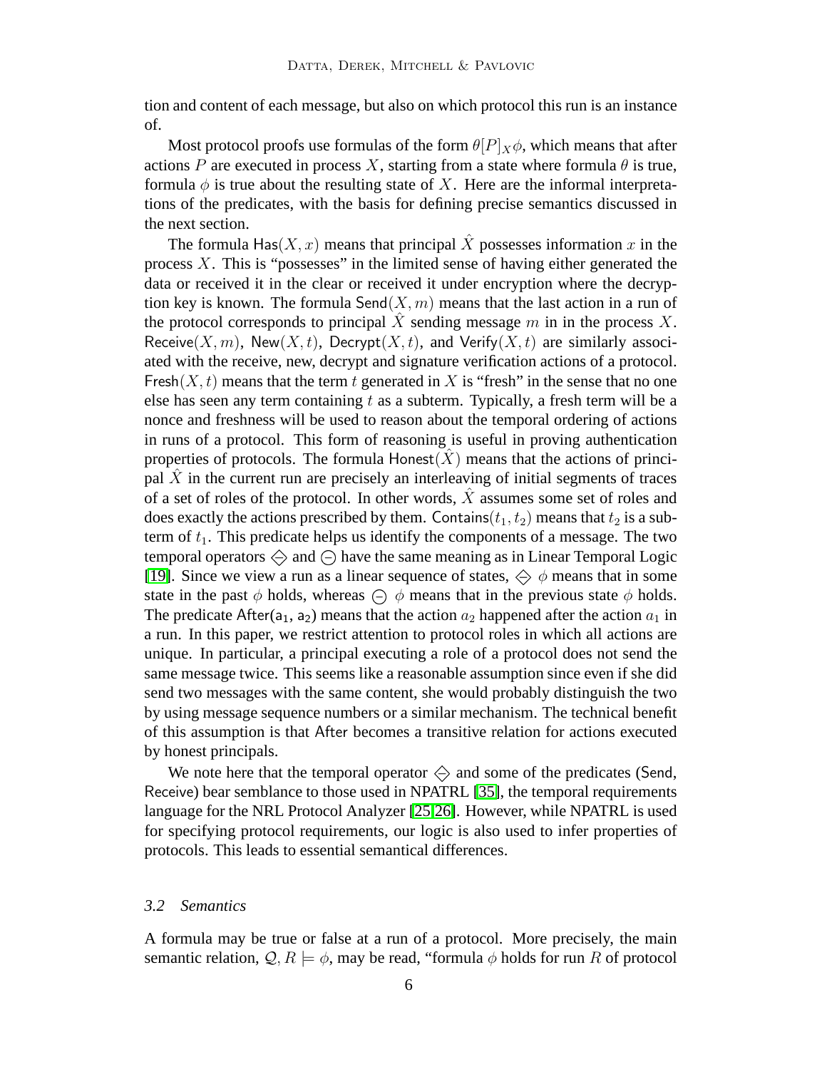tion and content of each message, but also on which protocol this run is an instance of.

Most protocol proofs use formulas of the form $\theta[P]_X\phi$, which means that after actions $P$ are executed in process $X$, starting from a state where formula $\theta$ is true, formula $\phi$ is true about the resulting state of $X$. Here are the informal interpretations of the predicates, with the basis for defining precise semantics discussed in the next section.

The formula $\mathsf{Has}(X, x)$ means that principal $\hat{X}$ possesses information $x$ in the process $X$. This is "possesses" in the limited sense of having either generated the data or received it in the clear or received it under encryption where the decryption key is known. The formula $\mathsf{Send}(X, m)$ means that the last action in a run of the protocol corresponds to principal $\hat{X}$ sending message $m$ in in the process $X$. $\mathsf{Receive}(X, m)$, $\mathsf{New}(X, t)$, $\mathsf{Decrypt}(X, t)$, and $\mathsf{Verify}(X, t)$ are similarly associated with the receive, new, decrypt and signature verification actions of a protocol. $\mathsf{Fresh}(X, t)$ means that the term $t$ generated in $X$ is "fresh" in the sense that no one else has seen any term containing $t$ as a subterm. Typically, a fresh term will be a nonce and freshness will be used to reason about the temporal ordering of actions in runs of a protocol. This form of reasoning is useful in proving authentication properties of protocols. The formula $\mathsf{Honest}(\hat{X})$ means that the actions of principal $\hat{X}$ in the current run are precisely an interleaving of initial segments of traces of a set of roles of the protocol. In other words, $\hat{X}$ assumes some set of roles and does exactly the actions prescribed by them. $\mathsf{Contains}(t_1, t_2)$ means that $t_2$ is a subterm of $t_1$. This predicate helps us identify the components of a message. The two temporal operators $\diamondminus$ and $\ominus$ have the same meaning as in Linear Temporal Logic [19]. Since we view a run as a linear sequence of states, $\diamondminus\ \phi$ means that in some state in the past $\phi$ holds, whereas $\ominus\ \phi$ means that in the previous state $\phi$ holds. The predicate $\mathsf{After}(\mathsf{a}_1, \mathsf{a}_2)$ means that the action $a_2$ happened after the action $a_1$ in a run. In this paper, we restrict attention to protocol roles in which all actions are unique. In particular, a principal executing a role of a protocol does not send the same message twice. This seems like a reasonable assumption since even if she did send two messages with the same content, she would probably distinguish the two by using message sequence numbers or a similar mechanism. The technical benefit of this assumption is that $\mathsf{After}$ becomes a transitive relation for actions executed by honest principals.

We note here that the temporal operator $\diamondminus$ and some of the predicates (Send, Receive) bear semblance to those used in NPATRL [35], the temporal requirements language for the NRL Protocol Analyzer [25,26]. However, while NPATRL is used for specifying protocol requirements, our logic is also used to infer properties of protocols. This leads to essential semantical differences.

### 3.2 *Semantics*

A formula may be true or false at a run of a protocol. More precisely, the main semantic relation, $\mathcal{Q}, R \models \phi$, may be read, "formula $\phi$ holds for run $R$ of protocol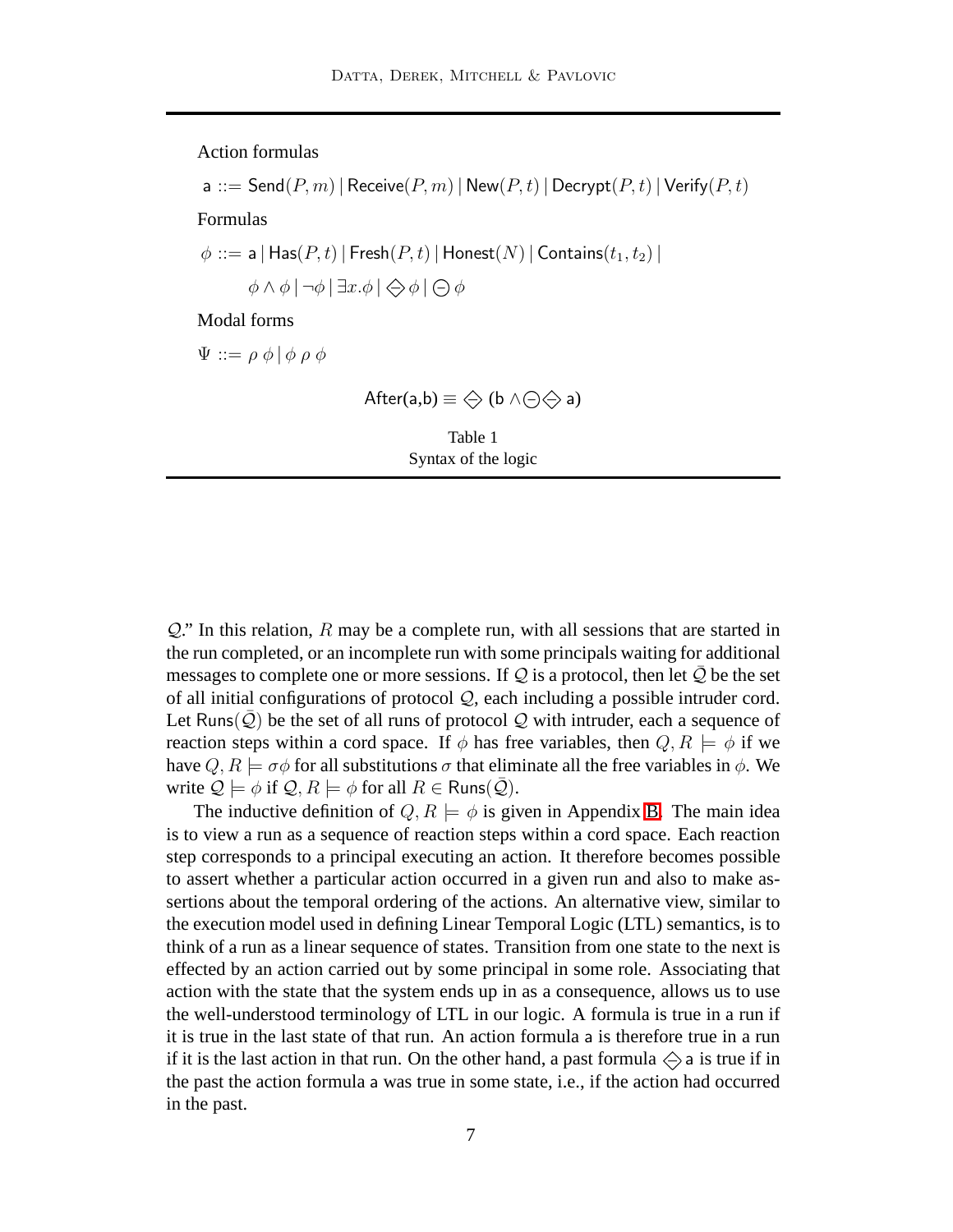Action formulas

$$\mathsf{a} ::= \mathsf{Send}(P, m) \mid \mathsf{Receive}(P, m) \mid \mathsf{New}(P, t) \mid \mathsf{Decrypt}(P, t) \mid \mathsf{Verify}(P, t)$$

Formulas

$$\phi ::= \mathsf{a} \mid \mathsf{Has}(P, t) \mid \mathsf{Fresh}(P, t) \mid \mathsf{Honest}(N) \mid \mathsf{Contains}(t_1, t_2) \mid$$
$$\phi \wedge \phi \mid \neg\phi \mid \exists x.\phi \mid \diamondminus \phi \mid \ominus \phi$$

Modal forms

$$\Psi ::= \rho\ \phi \mid \phi\ \rho\ \phi$$

$$\mathsf{After(a,b)} \equiv \diamondminus\ (\mathsf{b} \wedge \ominus \diamondminus\ \mathsf{a})$$

Table 1
Syntax of the logic

$\mathcal{Q}$." In this relation, $R$ may be a complete run, with all sessions that are started in the run completed, or an incomplete run with some principals waiting for additional messages to complete one or more sessions. If $\mathcal{Q}$ is a protocol, then let $\bar{\mathcal{Q}}$ be the set of all initial configurations of protocol $\mathcal{Q}$, each including a possible intruder cord. Let $\mathsf{Runs}(\bar{\mathcal{Q}})$ be the set of all runs of protocol $\mathcal{Q}$ with intruder, each a sequence of reaction steps within a cord space. If $\phi$ has free variables, then $Q, R \models \phi$ if we have $Q, R \models \sigma\phi$ for all substitutions $\sigma$ that eliminate all the free variables in $\phi$. We write $\mathcal{Q} \models \phi$ if $\mathcal{Q}, R \models \phi$ for all $R \in \mathsf{Runs}(\bar{\mathcal{Q}})$.

The inductive definition of $Q, R \models \phi$ is given in Appendix B. The main idea is to view a run as a sequence of reaction steps within a cord space. Each reaction step corresponds to a principal executing an action. It therefore becomes possible to assert whether a particular action occurred in a given run and also to make assertions about the temporal ordering of the actions. An alternative view, similar to the execution model used in defining Linear Temporal Logic (LTL) semantics, is to think of a run as a linear sequence of states. Transition from one state to the next is effected by an action carried out by some principal in some role. Associating that action with the state that the system ends up in as a consequence, allows us to use the well-understood terminology of LTL in our logic. A formula is true in a run if it is true in the last state of that run. An action formula $\mathsf{a}$ is therefore true in a run if it is the last action in that run. On the other hand, a past formula $\diamondminus\, \mathsf{a}$ is true if in the past the action formula $\mathsf{a}$ was true in some state, i.e., if the action had occurred in the past.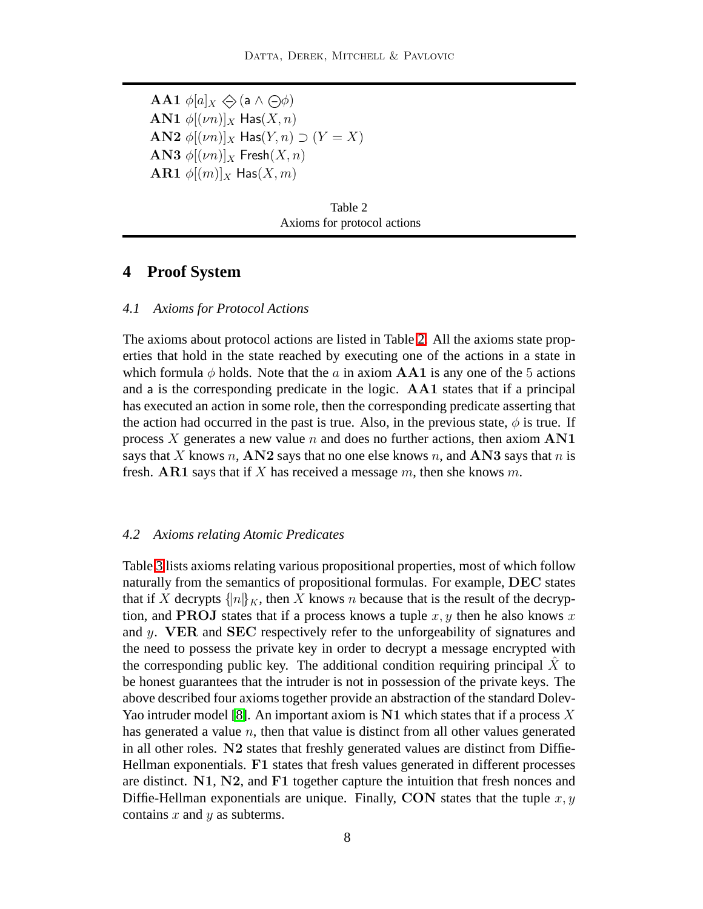**AA1** $\phi[a]_X \diamondminus (\mathsf{a} \wedge \ominus\phi)$
**AN1** $\phi[(\nu n)]_X$ $\mathsf{Has}(X, n)$
**AN2** $\phi[(\nu n)]_X$ $\mathsf{Has}(Y, n) \supset (Y = X)$
**AN3** $\phi[(\nu n)]_X$ $\mathsf{Fresh}(X, n)$
**AR1** $\phi[(m)]_X$ $\mathsf{Has}(X, m)$

Table 2
Axioms for protocol actions

## 4 Proof System

### 4.1 Axioms for Protocol Actions

The axioms about protocol actions are listed in Table 2. All the axioms state properties that hold in the state reached by executing one of the actions in a state in which formula $\phi$ holds. Note that the $a$ in axiom **AA1** is any one of the 5 actions and $\mathsf{a}$ is the corresponding predicate in the logic. **AA1** states that if a principal has executed an action in some role, then the corresponding predicate asserting that the action had occurred in the past is true. Also, in the previous state, $\phi$ is true. If process $X$ generates a new value $n$ and does no further actions, then axiom **AN1** says that $X$ knows $n$, **AN2** says that no one else knows $n$, and **AN3** says that $n$ is fresh. **AR1** says that if $X$ has received a message $m$, then she knows $m$.

### 4.2 Axioms relating Atomic Predicates

Table 3 lists axioms relating various propositional properties, most of which follow naturally from the semantics of propositional formulas. For example, **DEC** states that if $X$ decrypts $\{|n|\}_K$, then $X$ knows $n$ because that is the result of the decryption, and **PROJ** states that if a process knows a tuple $x, y$ then he also knows $x$ and $y$. **VER** and **SEC** respectively refer to the unforgeability of signatures and the need to possess the private key in order to decrypt a message encrypted with the corresponding public key. The additional condition requiring principal $\hat{X}$ to be honest guarantees that the intruder is not in possession of the private keys. The above described four axioms together provide an abstraction of the standard Dolev-Yao intruder model [8]. An important axiom is **N1** which states that if a process $X$ has generated a value $n$, then that value is distinct from all other values generated in all other roles. **N2** states that freshly generated values are distinct from Diffie-Hellman exponentials. **F1** states that fresh values generated in different processes are distinct. **N1**, **N2**, and **F1** together capture the intuition that fresh nonces and Diffie-Hellman exponentials are unique. Finally, **CON** states that the tuple $x, y$ contains $x$ and $y$ as subterms.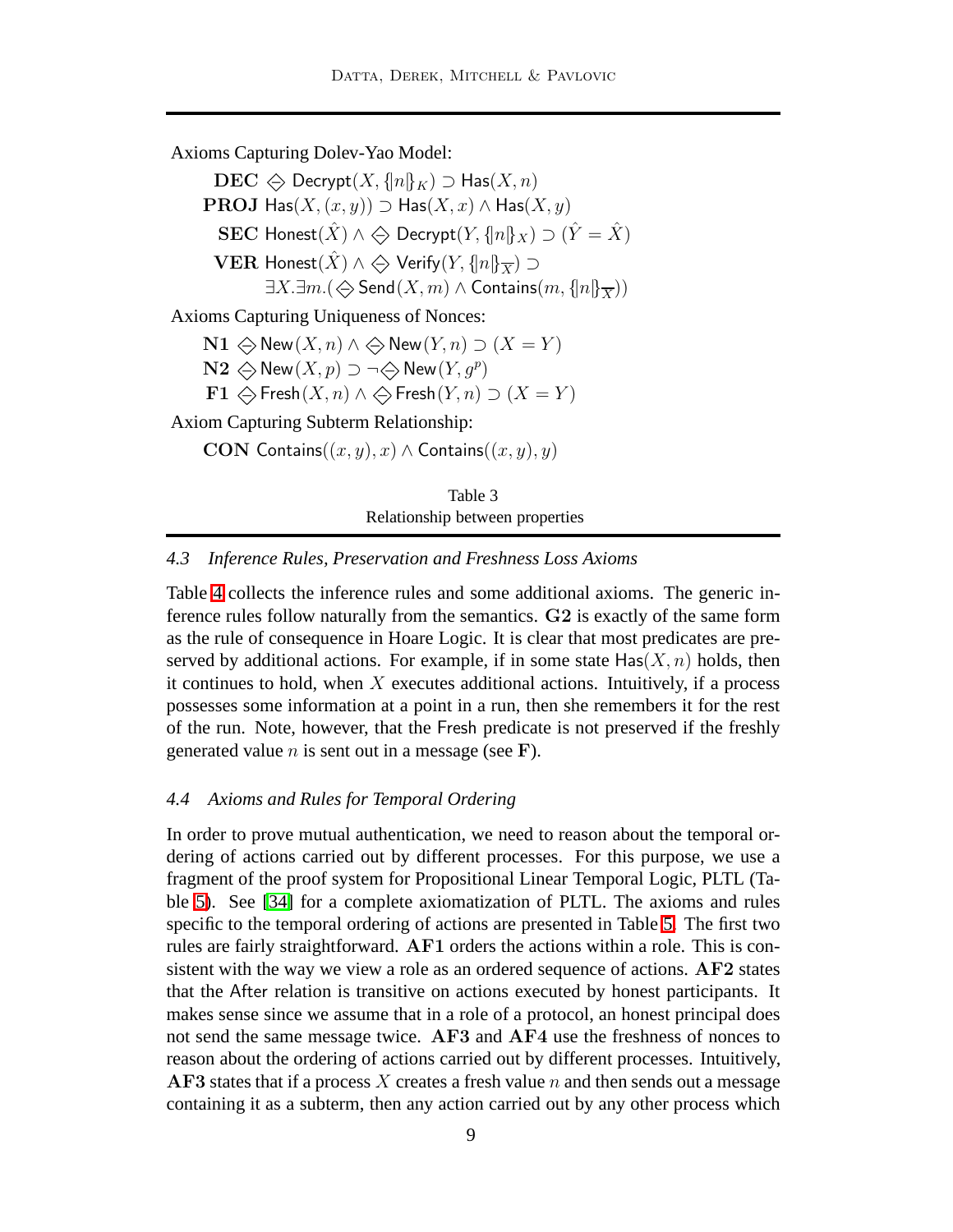Axioms Capturing Dolev-Yao Model:

**DEC** $\diamondminus \mathsf{Decrypt}(X, \{\!|n|\!\}_K) \supset \mathsf{Has}(X, n)$

**PROJ** $\mathsf{Has}(X, (x, y)) \supset \mathsf{Has}(X, x) \wedge \mathsf{Has}(X, y)$

**SEC** $\mathsf{Honest}(\hat{X}) \wedge \diamondminus \mathsf{Decrypt}(Y, \{\!|n|\!\}_X) \supset (\hat{Y} = \hat{X})$

**VER** $\mathsf{Honest}(\hat{X}) \wedge \diamondminus \mathsf{Verify}(Y, \{\!|n|\!\}_{\overline{X}}) \supset$
$\exists X.\exists m.(\diamondminus \mathsf{Send}(X, m) \wedge \mathsf{Contains}(m, \{\!|n|\!\}_{\overline{X}}))$

Axioms Capturing Uniqueness of Nonces:

**N1** $\diamondminus \mathsf{New}(X, n) \wedge \diamondminus \mathsf{New}(Y, n) \supset (X = Y)$

**N2** $\diamondminus \mathsf{New}(X, p) \supset \neg \diamondminus \mathsf{New}(Y, g^p)$

**F1** $\diamondminus \mathsf{Fresh}(X, n) \wedge \diamondminus \mathsf{Fresh}(Y, n) \supset (X = Y)$

Axiom Capturing Subterm Relationship:

**CON** $\mathsf{Contains}((x, y), x) \wedge \mathsf{Contains}((x, y), y)$

Table 3
Relationship between properties

### 4.3 Inference Rules, Preservation and Freshness Loss Axioms

Table 4 collects the inference rules and some additional axioms. The generic inference rules follow naturally from the semantics. **G2** is exactly of the same form as the rule of consequence in Hoare Logic. It is clear that most predicates are preserved by additional actions. For example, if in some state $\mathsf{Has}(X, n)$ holds, then it continues to hold, when $X$ executes additional actions. Intuitively, if a process possesses some information at a point in a run, then she remembers it for the rest of the run. Note, however, that the Fresh predicate is not preserved if the freshly generated value $n$ is sent out in a message (see **F**).

### 4.4 Axioms and Rules for Temporal Ordering

In order to prove mutual authentication, we need to reason about the temporal ordering of actions carried out by different processes. For this purpose, we use a fragment of the proof system for Propositional Linear Temporal Logic, PLTL (Table 5). See [34] for a complete axiomatization of PLTL. The axioms and rules specific to the temporal ordering of actions are presented in Table 5. The first two rules are fairly straightforward. **AF1** orders the actions within a role. This is consistent with the way we view a role as an ordered sequence of actions. **AF2** states that the After relation is transitive on actions executed by honest participants. It makes sense since we assume that in a role of a protocol, an honest principal does not send the same message twice. **AF3** and **AF4** use the freshness of nonces to reason about the ordering of actions carried out by different processes. Intuitively, **AF3** states that if a process $X$ creates a fresh value $n$ and then sends out a message containing it as a subterm, then any action carried out by any other process which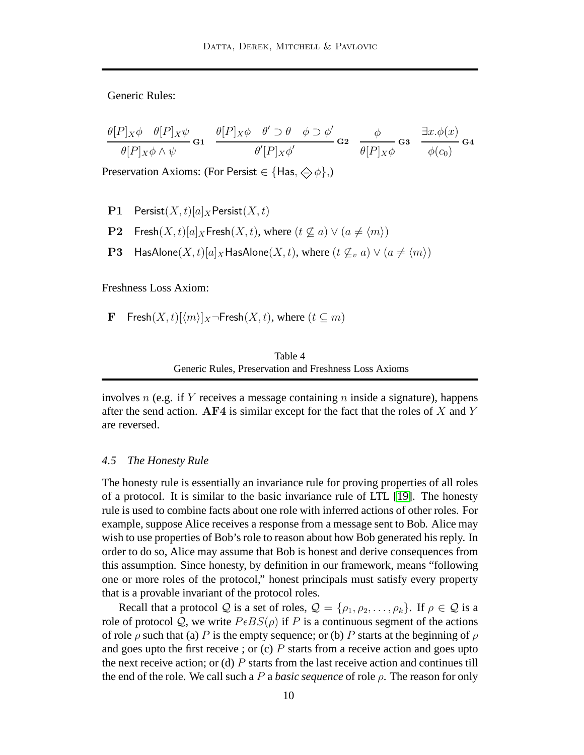Generic Rules:

$$\frac{\theta[P]_X\phi \quad \theta[P]_X\psi}{\theta[P]_X\phi \wedge \psi}\,\mathbf{G1} \qquad \frac{\theta[P]_X\phi \quad \theta' \supset \theta \quad \phi \supset \phi'}{\theta'[P]_X\phi'}\,\mathbf{G2} \qquad \frac{\phi}{\theta[P]_X\phi}\,\mathbf{G3} \qquad \frac{\exists x.\phi(x)}{\phi(c_0)}\,\mathbf{G4}$$

Preservation Axioms: (For $\mathsf{Persist} \in \{\mathsf{Has}, \diamondsuit\phi\}$,)

**P1** $\quad \mathsf{Persist}(X,t)[a]_X\mathsf{Persist}(X,t)$

**P2** $\quad \mathsf{Fresh}(X,t)[a]_X\mathsf{Fresh}(X,t)$, where $(t \not\subseteq a) \vee (a \neq \langle m \rangle)$

**P3** $\quad \mathsf{HasAlone}(X,t)[a]_X\mathsf{HasAlone}(X,t)$, where $(t \not\subseteq_v a) \vee (a \neq \langle m \rangle)$

Freshness Loss Axiom:

**F** $\quad \mathsf{Fresh}(X,t)[\langle m \rangle]_X\neg\mathsf{Fresh}(X,t)$, where $(t \subseteq m)$

Table 4
Generic Rules, Preservation and Freshness Loss Axioms

involves $n$ (e.g. if $Y$ receives a message containing $n$ inside a signature), happens after the send action. **AF4** is similar except for the fact that the roles of $X$ and $Y$ are reversed.

### 4.5 *The Honesty Rule*

The honesty rule is essentially an invariance rule for proving properties of all roles of a protocol. It is similar to the basic invariance rule of LTL [19]. The honesty rule is used to combine facts about one role with inferred actions of other roles. For example, suppose Alice receives a response from a message sent to Bob. Alice may wish to use properties of Bob's role to reason about how Bob generated his reply. In order to do so, Alice may assume that Bob is honest and derive consequences from this assumption. Since honesty, by definition in our framework, means "following one or more roles of the protocol," honest principals must satisfy every property that is a provable invariant of the protocol roles.

Recall that a protocol $\mathcal{Q}$ is a set of roles, $\mathcal{Q} = \{\rho_1, \rho_2, \ldots, \rho_k\}$. If $\rho \in \mathcal{Q}$ is a role of protocol $\mathcal{Q}$, we write $P \epsilon BS(\rho)$ if $P$ is a continuous segment of the actions of role $\rho$ such that (a) $P$ is the empty sequence; or (b) $P$ starts at the beginning of $\rho$ and goes upto the first receive ; or (c) $P$ starts from a receive action and goes upto the next receive action; or (d) $P$ starts from the last receive action and continues till the end of the role. We call such a $P$ a *basic sequence* of role $\rho$. The reason for only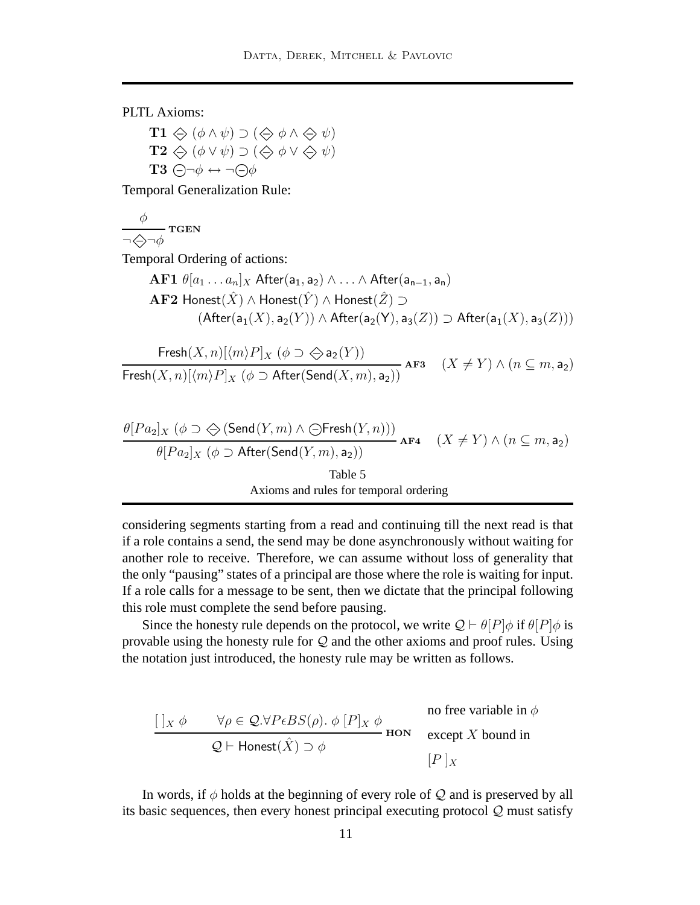PLTL Axioms:

$\mathbf{T1}$ $\diamondminus (\phi \wedge \psi) \supset (\diamondminus \phi \wedge \diamondminus \psi)$

$\mathbf{T2}$ $\diamondminus (\phi \vee \psi) \supset (\diamondminus \phi \vee \diamondminus \psi)$

$\mathbf{T3}$ $\ominus \neg\phi \leftrightarrow \neg\ominus\phi$

Temporal Generalization Rule:

$$\frac{\phi}{\neg\diamondminus\neg\phi}\ \mathbf{TGEN}$$

Temporal Ordering of actions:

$\mathbf{AF1}$ $\theta[a_1 \ldots a_n]_X\ \mathsf{After}(\mathsf{a_1}, \mathsf{a_2}) \wedge \ldots \wedge \mathsf{After}(\mathsf{a_{n-1}}, \mathsf{a_n})$

$\mathbf{AF2}$ $\mathsf{Honest}(\hat{X}) \wedge \mathsf{Honest}(\hat{Y}) \wedge \mathsf{Honest}(\hat{Z}) \supset$
$(\mathsf{After}(\mathsf{a_1}(X), \mathsf{a_2}(Y)) \wedge \mathsf{After}(\mathsf{a_2}(\mathsf{Y}), \mathsf{a_3}(Z)) \supset \mathsf{After}(\mathsf{a_1}(X), \mathsf{a_3}(Z)))$

$$\frac{\mathsf{Fresh}(X,n)[\langle m\rangle P]_X\ (\phi \supset \diamondminus \mathsf{a_2}(Y))}{\mathsf{Fresh}(X,n)[\langle m\rangle P]_X\ (\phi \supset \mathsf{After}(\mathsf{Send}(X,m), \mathsf{a_2}))}\ \mathbf{AF3} \quad (X \neq Y) \wedge (n \subseteq m, \mathsf{a_2})$$

$$\frac{\theta[Pa_2]_X\ (\phi \supset \diamondminus(\mathsf{Send}(Y,m) \wedge \ominus\mathsf{Fresh}(Y,n)))}{\theta[Pa_2]_X\ (\phi \supset \mathsf{After}(\mathsf{Send}(Y,m), \mathsf{a_2}))}\ \mathbf{AF4} \quad (X \neq Y) \wedge (n \subseteq m, \mathsf{a_2})$$

Table 5
Axioms and rules for temporal ordering

considering segments starting from a read and continuing till the next read is that if a role contains a send, the send may be done asynchronously without waiting for another role to receive. Therefore, we can assume without loss of generality that the only "pausing" states of a principal are those where the role is waiting for input. If a role calls for a message to be sent, then we dictate that the principal following this role must complete the send before pausing.

Since the honesty rule depends on the protocol, we write $\mathcal{Q} \vdash \theta[P]\phi$ if $\theta[P]\phi$ is provable using the honesty rule for $\mathcal{Q}$ and the other axioms and proof rules. Using the notation just introduced, the honesty rule may be written as follows.

$$\frac{[\,]_X\ \phi \qquad \forall\rho \in \mathcal{Q}.\forall P\epsilon BS(\rho).\ \phi\ [P]_X\ \phi}{\mathcal{Q} \vdash \mathsf{Honest}(\hat{X}) \supset \phi}\ \mathbf{HON} \quad \text{no free variable in } \phi \text{ except } X \text{ bound in } [P\,]_X$$

In words, if $\phi$ holds at the beginning of every role of $\mathcal{Q}$ and is preserved by all its basic sequences, then every honest principal executing protocol $\mathcal{Q}$ must satisfy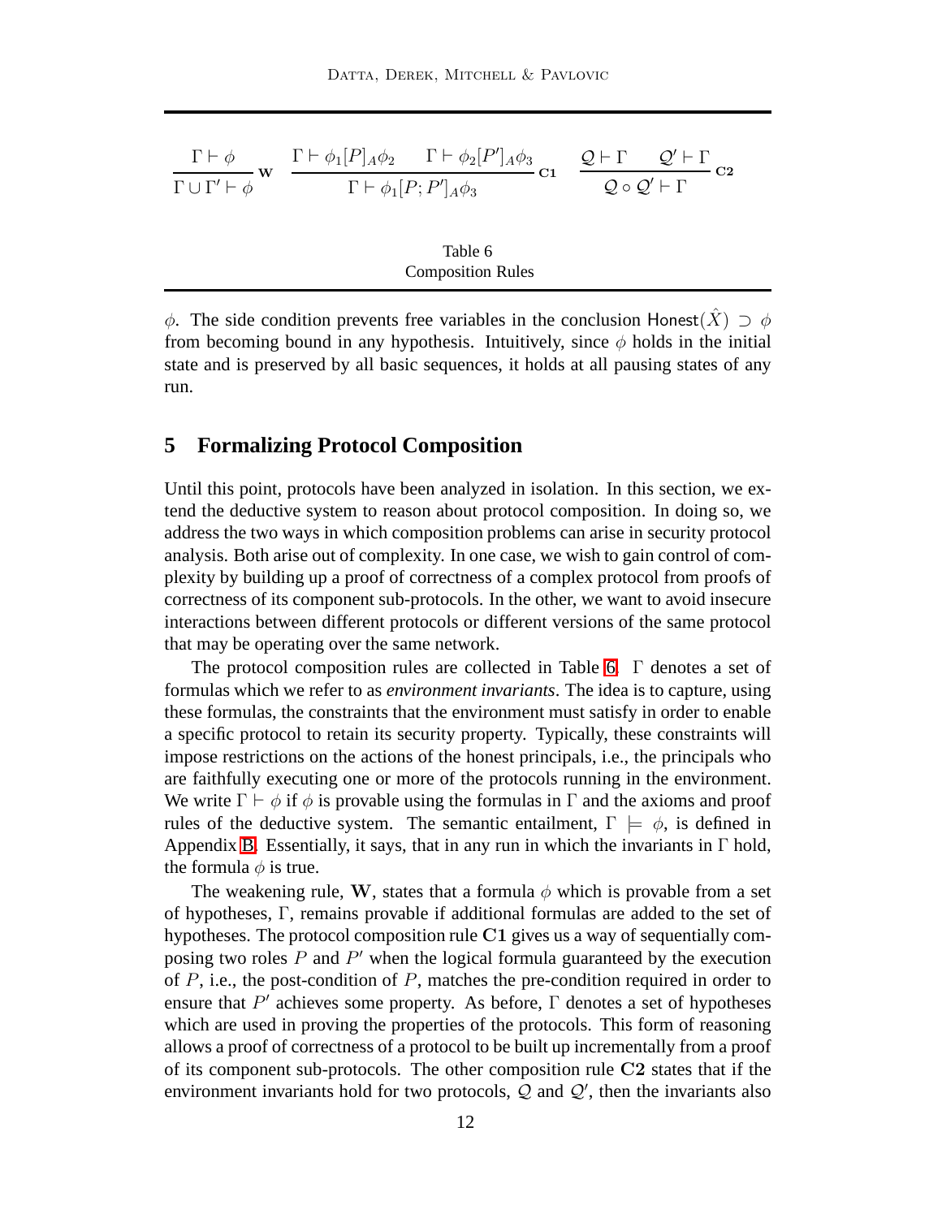$$\frac{\Gamma \vdash \phi}{\Gamma \cup \Gamma' \vdash \phi}\ \mathbf{W} \qquad \frac{\Gamma \vdash \phi_1[P]_A\phi_2 \qquad \Gamma \vdash \phi_2[P']_A\phi_3}{\Gamma \vdash \phi_1[P; P']_A\phi_3}\ \mathbf{C1} \qquad \frac{\mathcal{Q} \vdash \Gamma \qquad \mathcal{Q}' \vdash \Gamma}{\mathcal{Q} \circ \mathcal{Q}' \vdash \Gamma}\ \mathbf{C2}$$

Table 6
Composition Rules

$\phi$. The side condition prevents free variables in the conclusion $\mathsf{Honest}(\hat{X}) \supset \phi$ from becoming bound in any hypothesis. Intuitively, since $\phi$ holds in the initial state and is preserved by all basic sequences, it holds at all pausing states of any run.

## 5 Formalizing Protocol Composition

Until this point, protocols have been analyzed in isolation. In this section, we extend the deductive system to reason about protocol composition. In doing so, we address the two ways in which composition problems can arise in security protocol analysis. Both arise out of complexity. In one case, we wish to gain control of complexity by building up a proof of correctness of a complex protocol from proofs of correctness of its component sub-protocols. In the other, we want to avoid insecure interactions between different protocols or different versions of the same protocol that may be operating over the same network.

The protocol composition rules are collected in Table 6. $\Gamma$ denotes a set of formulas which we refer to as *environment invariants*. The idea is to capture, using these formulas, the constraints that the environment must satisfy in order to enable a specific protocol to retain its security property. Typically, these constraints will impose restrictions on the actions of the honest principals, i.e., the principals who are faithfully executing one or more of the protocols running in the environment. We write $\Gamma \vdash \phi$ if $\phi$ is provable using the formulas in $\Gamma$ and the axioms and proof rules of the deductive system. The semantic entailment, $\Gamma \models \phi$, is defined in Appendix B. Essentially, it says, that in any run in which the invariants in $\Gamma$ hold, the formula $\phi$ is true.

The weakening rule, $\mathbf{W}$, states that a formula $\phi$ which is provable from a set of hypotheses, $\Gamma$, remains provable if additional formulas are added to the set of hypotheses. The protocol composition rule $\mathbf{C1}$ gives us a way of sequentially composing two roles $P$ and $P'$ when the logical formula guaranteed by the execution of $P$, i.e., the post-condition of $P$, matches the pre-condition required in order to ensure that $P'$ achieves some property. As before, $\Gamma$ denotes a set of hypotheses which are used in proving the properties of the protocols. This form of reasoning allows a proof of correctness of a protocol to be built up incrementally from a proof of its component sub-protocols. The other composition rule $\mathbf{C2}$ states that if the environment invariants hold for two protocols, $\mathcal{Q}$ and $\mathcal{Q}'$, then the invariants also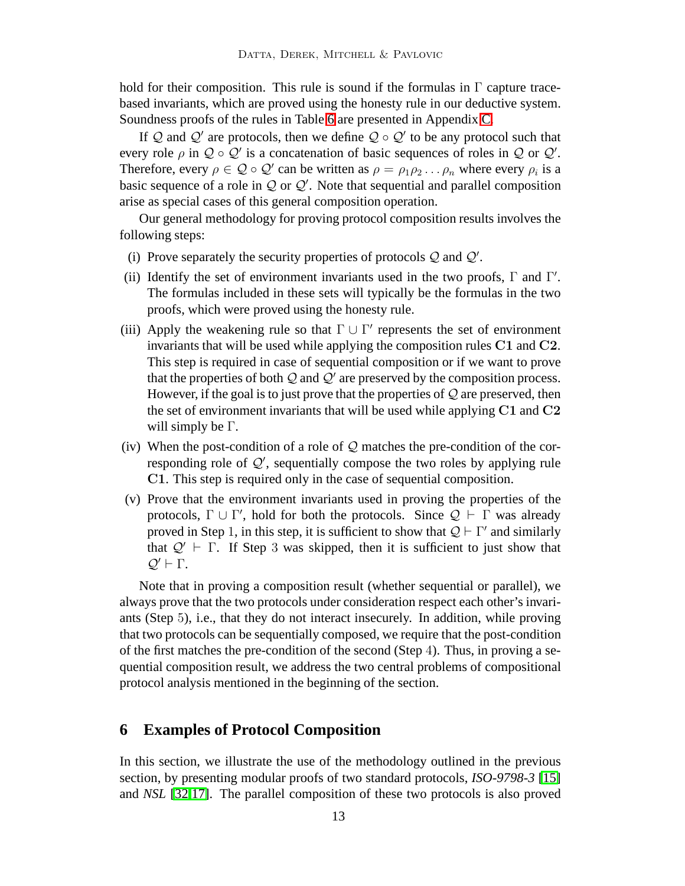hold for their composition. This rule is sound if the formulas in $\Gamma$ capture trace-based invariants, which are proved using the honesty rule in our deductive system. Soundness proofs of the rules in Table 6 are presented in Appendix C.

If $\mathcal{Q}$ and $\mathcal{Q}'$ are protocols, then we define $\mathcal{Q} \circ \mathcal{Q}'$ to be any protocol such that every role $\rho$ in $\mathcal{Q} \circ \mathcal{Q}'$ is a concatenation of basic sequences of roles in $\mathcal{Q}$ or $\mathcal{Q}'$. Therefore, every $\rho \in \mathcal{Q} \circ \mathcal{Q}'$ can be written as $\rho = \rho_1\rho_2 \ldots \rho_n$ where every $\rho_i$ is a basic sequence of a role in $\mathcal{Q}$ or $\mathcal{Q}'$. Note that sequential and parallel composition arise as special cases of this general composition operation.

Our general methodology for proving protocol composition results involves the following steps:

(i) Prove separately the security properties of protocols $\mathcal{Q}$ and $\mathcal{Q}'$.

(ii) Identify the set of environment invariants used in the two proofs, $\Gamma$ and $\Gamma'$. The formulas included in these sets will typically be the formulas in the two proofs, which were proved using the honesty rule.

(iii) Apply the weakening rule so that $\Gamma \cup \Gamma'$ represents the set of environment invariants that will be used while applying the composition rules **C1** and **C2**. This step is required in case of sequential composition or if we want to prove that the properties of both $\mathcal{Q}$ and $\mathcal{Q}'$ are preserved by the composition process. However, if the goal is to just prove that the properties of $\mathcal{Q}$ are preserved, then the set of environment invariants that will be used while applying **C1** and **C2** will simply be $\Gamma$.

(iv) When the post-condition of a role of $\mathcal{Q}$ matches the pre-condition of the corresponding role of $\mathcal{Q}'$, sequentially compose the two roles by applying rule **C1**. This step is required only in the case of sequential composition.

(v) Prove that the environment invariants used in proving the properties of the protocols, $\Gamma \cup \Gamma'$, hold for both the protocols. Since $\mathcal{Q} \vdash \Gamma$ was already proved in Step 1, in this step, it is sufficient to show that $\mathcal{Q} \vdash \Gamma'$ and similarly that $\mathcal{Q}' \vdash \Gamma$. If Step 3 was skipped, then it is sufficient to just show that $\mathcal{Q}' \vdash \Gamma$.

Note that in proving a composition result (whether sequential or parallel), we always prove that the two protocols under consideration respect each other's invariants (Step 5), i.e., that they do not interact insecurely. In addition, while proving that two protocols can be sequentially composed, we require that the post-condition of the first matches the pre-condition of the second (Step 4). Thus, in proving a sequential composition result, we address the two central problems of compositional protocol analysis mentioned in the beginning of the section.

# 6 Examples of Protocol Composition

In this section, we illustrate the use of the methodology outlined in the previous section, by presenting modular proofs of two standard protocols, *ISO-9798-3* [15] and *NSL* [32,17]. The parallel composition of these two protocols is also proved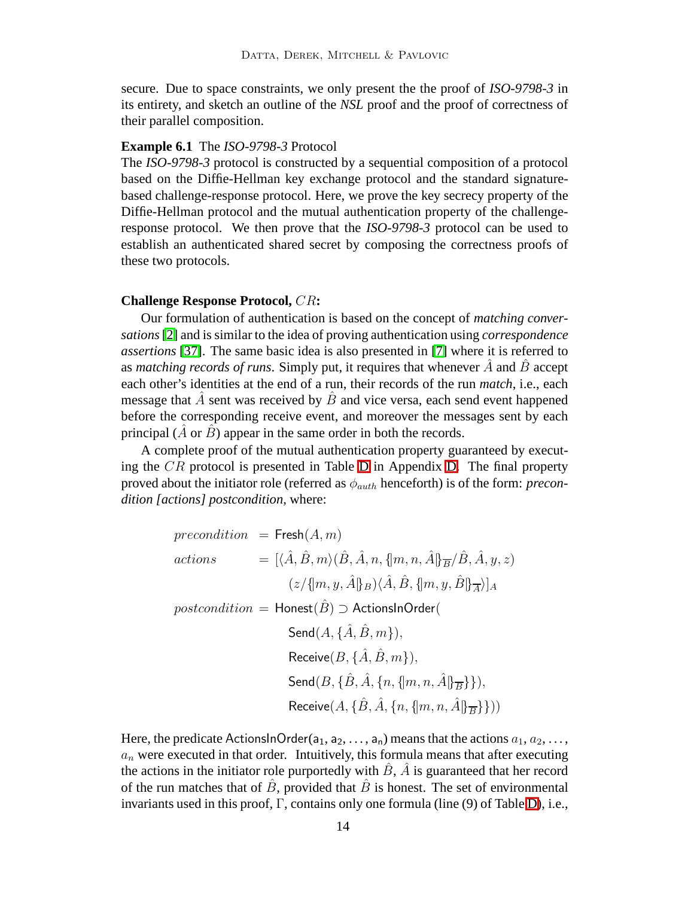secure. Due to space constraints, we only present the the proof of *ISO-9798-3* in its entirety, and sketch an outline of the *NSL* proof and the proof of correctness of their parallel composition.

**Example 6.1** The *ISO-9798-3* Protocol
The *ISO-9798-3* protocol is constructed by a sequential composition of a protocol based on the Diffie-Hellman key exchange protocol and the standard signature-based challenge-response protocol. Here, we prove the key secrecy property of the Diffie-Hellman protocol and the mutual authentication property of the challenge-response protocol. We then prove that the *ISO-9798-3* protocol can be used to establish an authenticated shared secret by composing the correctness proofs of these two protocols.

**Challenge Response Protocol, $CR$:**

Our formulation of authentication is based on the concept of *matching conversations* [2] and is similar to the idea of proving authentication using *correspondence assertions* [37]. The same basic idea is also presented in [7] where it is referred to as *matching records of runs*. Simply put, it requires that whenever $\hat{A}$ and $\hat{B}$ accept each other's identities at the end of a run, their records of the run *match*, i.e., each message that $\hat{A}$ sent was received by $\hat{B}$ and vice versa, each send event happened before the corresponding receive event, and moreover the messages sent by each principal ($\hat{A}$ or $\hat{B}$) appear in the same order in both the records.

A complete proof of the mutual authentication property guaranteed by executing the $CR$ protocol is presented in Table D in Appendix D. The final property proved about the initiator role (referred as $\phi_{auth}$ henceforth) is of the form: *precondition [actions] postcondition*, where:

$$
\begin{aligned}
precondition \;&= \mathsf{Fresh}(A, m) \\
actions \;&= [\langle \hat{A}, \hat{B}, m\rangle(\hat{B}, \hat{A}, n, \{\!|m, n, \hat{A}|\!\}_{\overline{B}}/\hat{B}, \hat{A}, y, z) \\
&\qquad (z/\{\!|m, y, \hat{A}|\!\}_{B})\langle \hat{A}, \hat{B}, \{\!|m, y, \hat{B}|\!\}_{\overline{A}}\rangle]_A \\
postcondition \;&= \mathsf{Honest}(\hat{B}) \supset \mathsf{ActionsInOrder}( \\
&\qquad \mathsf{Send}(A, \{\hat{A}, \hat{B}, m\}), \\
&\qquad \mathsf{Receive}(B, \{\hat{A}, \hat{B}, m\}), \\
&\qquad \mathsf{Send}(B, \{\hat{B}, \hat{A}, \{n, \{\!|m, n, \hat{A}|\!\}_{\overline{B}}\}\}), \\
&\qquad \mathsf{Receive}(A, \{\hat{B}, \hat{A}, \{n, \{\!|m, n, \hat{A}|\!\}_{\overline{B}}\}\}))
\end{aligned}
$$

Here, the predicate $\mathsf{ActionsInOrder}(\mathsf{a_1}, \mathsf{a_2}, \ldots, \mathsf{a_n})$ means that the actions $a_1, a_2, \ldots, a_n$ were executed in that order. Intuitively, this formula means that after executing the actions in the initiator role purportedly with $\hat{B}$, $\hat{A}$ is guaranteed that her record of the run matches that of $\hat{B}$, provided that $\hat{B}$ is honest. The set of environmental invariants used in this proof, $\Gamma$, contains only one formula (line (9) of Table D), i.e.,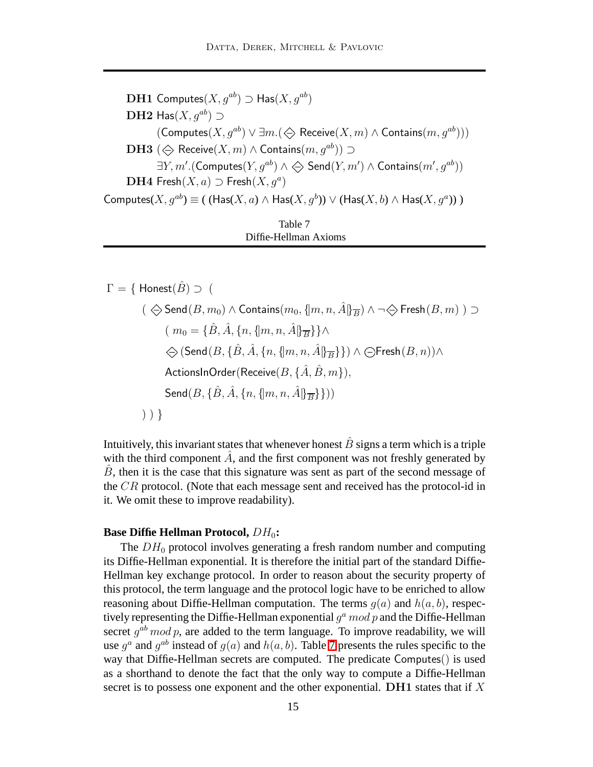$$\mathbf{DH1}\ \mathsf{Computes}(X, g^{ab}) \supset \mathsf{Has}(X, g^{ab})$$

$$\mathbf{DH2}\ \mathsf{Has}(X, g^{ab}) \supset (\mathsf{Computes}(X, g^{ab}) \vee \exists m.(\diamondminus\ \mathsf{Receive}(X, m) \wedge \mathsf{Contains}(m, g^{ab})))$$

$$\mathbf{DH3}\ (\diamondminus\ \mathsf{Receive}(X, m) \wedge \mathsf{Contains}(m, g^{ab})) \supset \exists Y, m'.(\mathsf{Computes}(Y, g^{ab}) \wedge \diamondminus\ \mathsf{Send}(Y, m') \wedge \mathsf{Contains}(m', g^{ab}))$$

$$\mathbf{DH4}\ \mathsf{Fresh}(X, a) \supset \mathsf{Fresh}(X, g^a)$$

$$\mathsf{Computes}(X, g^{ab}) \equiv (\ (\mathsf{Has}(X, a) \wedge \mathsf{Has}(X, g^b)) \vee (\mathsf{Has}(X, b) \wedge \mathsf{Has}(X, g^a))\ )$$

Table 7
Diffie-Hellman Axioms

$$
\begin{aligned}
\Gamma = \{\ & \mathsf{Honest}(\hat{B}) \supset\ ( \\
& (\ \diamondminus\ \mathsf{Send}(B, m_0) \wedge \mathsf{Contains}(m_0, \{\![m, n, \hat{A}]\!\}_{\overline{B}}) \wedge \neg \diamondminus\ \mathsf{Fresh}(B, m)\ ) \supset \\
& \quad (\ m_0 = \{\hat{B}, \hat{A}, \{n, \{\![m, n, \hat{A}]\!\}_{\overline{B}}\}\} \wedge \\
& \quad \diamondminus\ (\mathsf{Send}(B, \{\hat{B}, \hat{A}, \{n, \{\![m, n, \hat{A}]\!\}_{\overline{B}}\}\}) \wedge \ominus \mathsf{Fresh}(B, n)) \wedge \\
& \quad \mathsf{ActionsInOrder}(\mathsf{Receive}(B, \{\hat{A}, \hat{B}, m\}), \\
& \quad \mathsf{Send}(B, \{\hat{B}, \hat{A}, \{n, \{\![m, n, \hat{A}]\!\}_{\overline{B}}\}\})) \\
& ) \ ) \ \}
\end{aligned}
$$

Intuitively, this invariant states that whenever honest $\hat{B}$ signs a term which is a triple with the third component $\hat{A}$, and the first component was not freshly generated by $\hat{B}$, then it is the case that this signature was sent as part of the second message of the $CR$ protocol. (Note that each message sent and received has the protocol-id in it. We omit these to improve readability).

**Base Diffie Hellman Protocol, $DH_0$:**

The $DH_0$ protocol involves generating a fresh random number and computing its Diffie-Hellman exponential. It is therefore the initial part of the standard Diffie-Hellman key exchange protocol. In order to reason about the security property of this protocol, the term language and the protocol logic have to be enriched to allow reasoning about Diffie-Hellman computation. The terms $g(a)$ and $h(a, b)$, respectively representing the Diffie-Hellman exponential $g^a \bmod p$ and the Diffie-Hellman secret $g^{ab} \bmod p$, are added to the term language. To improve readability, we will use $g^a$ and $g^{ab}$ instead of $g(a)$ and $h(a, b)$. Table 7 presents the rules specific to the way that Diffie-Hellman secrets are computed. The predicate Computes() is used as a shorthand to denote the fact that the only way to compute a Diffie-Hellman secret is to possess one exponent and the other exponential. **DH1** states that if $X$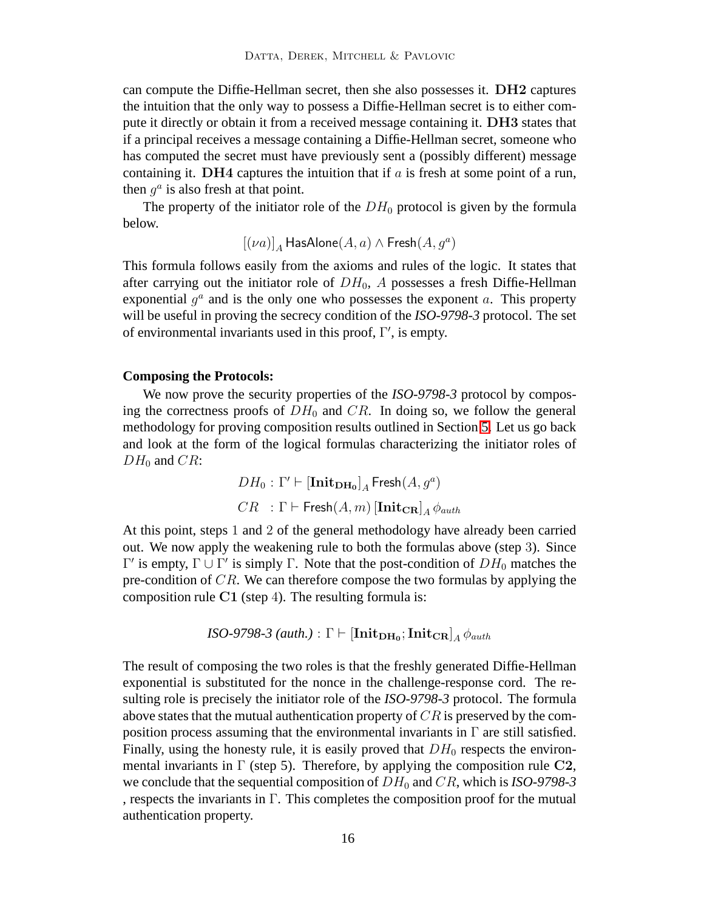can compute the Diffie-Hellman secret, then she also possesses it. **DH2** captures the intuition that the only way to possess a Diffie-Hellman secret is to either compute it directly or obtain it from a received message containing it. **DH3** states that if a principal receives a message containing a Diffie-Hellman secret, someone who has computed the secret must have previously sent a (possibly different) message containing it. **DH4** captures the intuition that if $a$ is fresh at some point of a run, then $g^a$ is also fresh at that point.

The property of the initiator role of the $DH_0$ protocol is given by the formula below.

$$[(\nu a)]_A \,\mathsf{HasAlone}(A, a) \wedge \mathsf{Fresh}(A, g^a)$$

This formula follows easily from the axioms and rules of the logic. It states that after carrying out the initiator role of $DH_0$, $A$ possesses a fresh Diffie-Hellman exponential $g^a$ and is the only one who possesses the exponent $a$. This property will be useful in proving the secrecy condition of the *ISO-9798-3* protocol. The set of environmental invariants used in this proof, $\Gamma'$, is empty.

**Composing the Protocols:**

We now prove the security properties of the *ISO-9798-3* protocol by composing the correctness proofs of $DH_0$ and $CR$. In doing so, we follow the general methodology for proving composition results outlined in Section 5. Let us go back and look at the form of the logical formulas characterizing the initiator roles of $DH_0$ and $CR$:

$$DH_0 : \Gamma' \vdash [\mathbf{Init_{DH_0}}]_A \,\mathsf{Fresh}(A, g^a)$$

$$CR \;\; : \Gamma \vdash \mathsf{Fresh}(A, m) \,[\mathbf{Init_{CR}}]_A \,\phi_{auth}$$

At this point, steps 1 and 2 of the general methodology have already been carried out. We now apply the weakening rule to both the formulas above (step 3). Since $\Gamma'$ is empty, $\Gamma \cup \Gamma'$ is simply $\Gamma$. Note that the post-condition of $DH_0$ matches the pre-condition of $CR$. We can therefore compose the two formulas by applying the composition rule **C1** (step 4). The resulting formula is:

$$\textit{ISO-9798-3 (auth.)} : \Gamma \vdash [\mathbf{Init_{DH_0}}; \mathbf{Init_{CR}}]_A \,\phi_{auth}$$

The result of composing the two roles is that the freshly generated Diffie-Hellman exponential is substituted for the nonce in the challenge-response cord. The resulting role is precisely the initiator role of the *ISO-9798-3* protocol. The formula above states that the mutual authentication property of $CR$ is preserved by the composition process assuming that the environmental invariants in $\Gamma$ are still satisfied. Finally, using the honesty rule, it is easily proved that $DH_0$ respects the environmental invariants in $\Gamma$ (step 5). Therefore, by applying the composition rule **C2**, we conclude that the sequential composition of $DH_0$ and $CR$, which is *ISO-9798-3* , respects the invariants in $\Gamma$. This completes the composition proof for the mutual authentication property.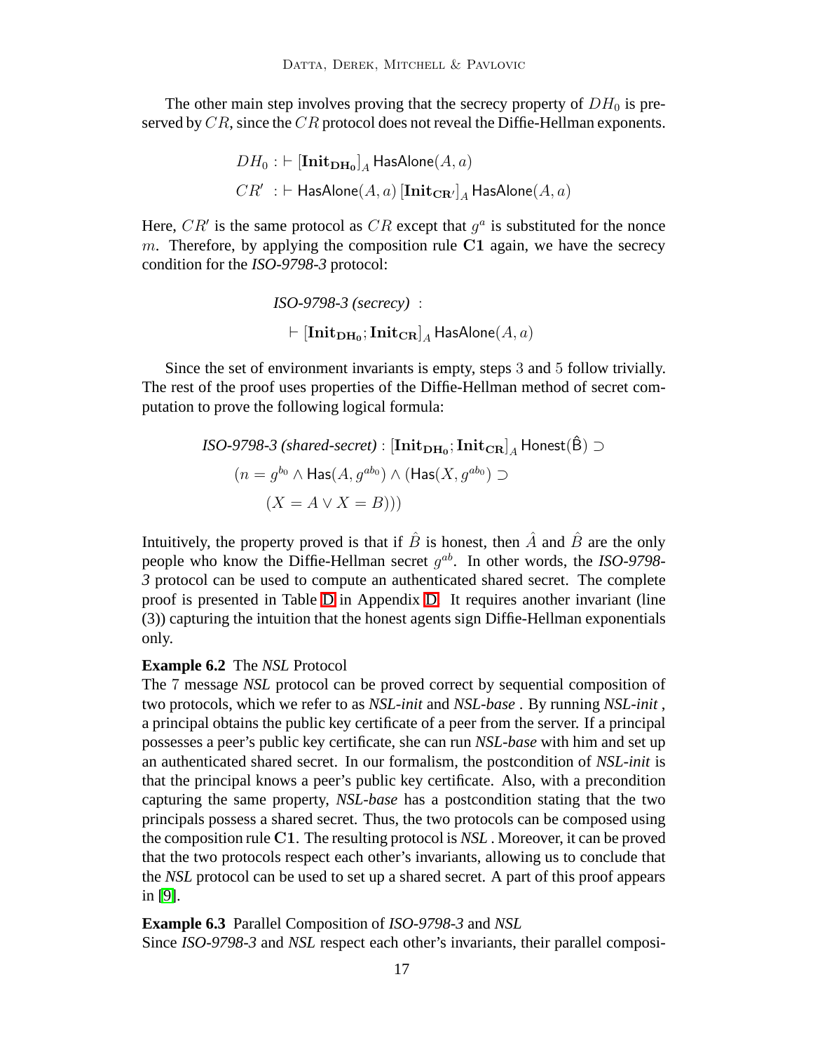The other main step involves proving that the secrecy property of $DH_0$ is preserved by $CR$, since the $CR$ protocol does not reveal the Diffie-Hellman exponents.

$$DH_0 : \vdash [\mathbf{Init_{DH_0}}]_A \, \mathsf{HasAlone}(A, a)$$

$$CR' \; : \vdash \mathsf{HasAlone}(A, a) \, [\mathbf{Init_{CR'}}]_A \, \mathsf{HasAlone}(A, a)$$

Here, $CR'$ is the same protocol as $CR$ except that $g^a$ is substituted for the nonce $m$. Therefore, by applying the composition rule $\mathbf{C1}$ again, we have the secrecy condition for the *ISO-9798-3* protocol:

$$\textit{ISO-9798-3 (secrecy)} \; : \quad \vdash [\mathbf{Init_{DH_0}}; \mathbf{Init_{CR}}]_A \, \mathsf{HasAlone}(A, a)$$

Since the set of environment invariants is empty, steps 3 and 5 follow trivially. The rest of the proof uses properties of the Diffie-Hellman method of secret computation to prove the following logical formula:

$$\textit{ISO-9798-3 (shared-secret)} : [\mathbf{Init_{DH_0}}; \mathbf{Init_{CR}}]_A \, \mathsf{Honest}(\hat{\mathsf{B}}) \supset (n = g^{b_0} \wedge \mathsf{Has}(A, g^{ab_0}) \wedge (\mathsf{Has}(X, g^{ab_0}) \supset (X = A \vee X = B)))$$

Intuitively, the property proved is that if $\hat{B}$ is honest, then $\hat{A}$ and $\hat{B}$ are the only people who know the Diffie-Hellman secret $g^{ab}$. In other words, the *ISO-9798-3* protocol can be used to compute an authenticated shared secret. The complete proof is presented in Table D in Appendix D. It requires another invariant (line (3)) capturing the intuition that the honest agents sign Diffie-Hellman exponentials only.

**Example 6.2** The *NSL* Protocol
The 7 message *NSL* protocol can be proved correct by sequential composition of two protocols, which we refer to as *NSL-init* and *NSL-base* . By running *NSL-init* , a principal obtains the public key certificate of a peer from the server. If a principal possesses a peer's public key certificate, she can run *NSL-base* with him and set up an authenticated shared secret. In our formalism, the postcondition of *NSL-init* is that the principal knows a peer's public key certificate. Also, with a precondition capturing the same property, *NSL-base* has a postcondition stating that the two principals possess a shared secret. Thus, the two protocols can be composed using the composition rule $\mathbf{C1}$. The resulting protocol is *NSL* . Moreover, it can be proved that the two protocols respect each other's invariants, allowing us to conclude that the *NSL* protocol can be used to set up a shared secret. A part of this proof appears in [9].

**Example 6.3** Parallel Composition of *ISO-9798-3* and *NSL*
Since *ISO-9798-3* and *NSL* respect each other's invariants, their parallel composi-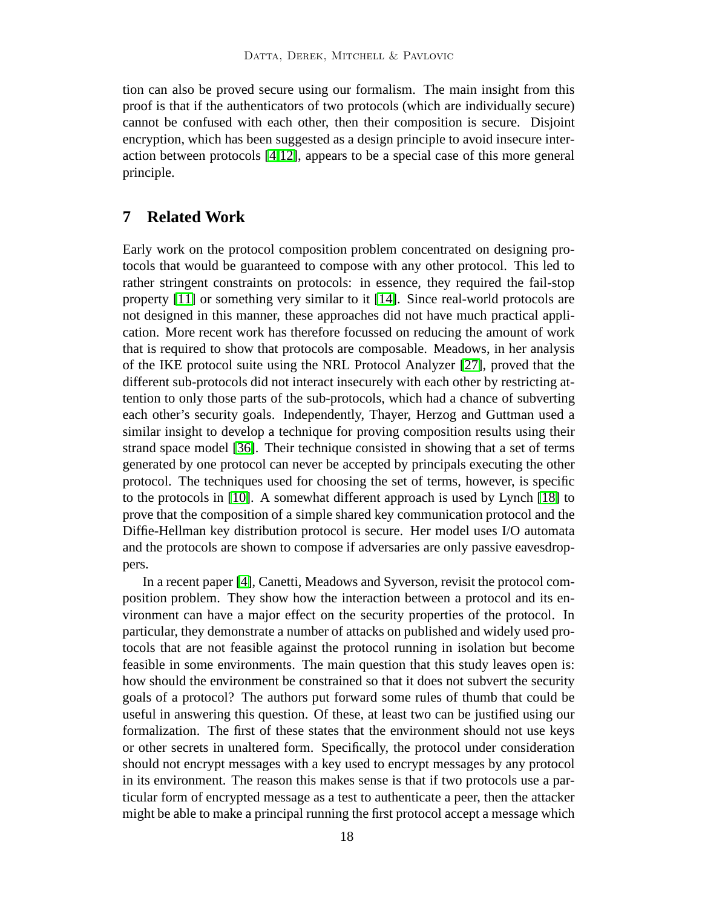tion can also be proved secure using our formalism. The main insight from this proof is that if the authenticators of two protocols (which are individually secure) cannot be confused with each other, then their composition is secure. Disjoint encryption, which has been suggested as a design principle to avoid insecure interaction between protocols [4,12], appears to be a special case of this more general principle.

## 7 Related Work

Early work on the protocol composition problem concentrated on designing protocols that would be guaranteed to compose with any other protocol. This led to rather stringent constraints on protocols: in essence, they required the fail-stop property [11] or something very similar to it [14]. Since real-world protocols are not designed in this manner, these approaches did not have much practical application. More recent work has therefore focussed on reducing the amount of work that is required to show that protocols are composable. Meadows, in her analysis of the IKE protocol suite using the NRL Protocol Analyzer [27], proved that the different sub-protocols did not interact insecurely with each other by restricting attention to only those parts of the sub-protocols, which had a chance of subverting each other's security goals. Independently, Thayer, Herzog and Guttman used a similar insight to develop a technique for proving composition results using their strand space model [36]. Their technique consisted in showing that a set of terms generated by one protocol can never be accepted by principals executing the other protocol. The techniques used for choosing the set of terms, however, is specific to the protocols in [10]. A somewhat different approach is used by Lynch [18] to prove that the composition of a simple shared key communication protocol and the Diffie-Hellman key distribution protocol is secure. Her model uses I/O automata and the protocols are shown to compose if adversaries are only passive eavesdroppers.

In a recent paper [4], Canetti, Meadows and Syverson, revisit the protocol composition problem. They show how the interaction between a protocol and its environment can have a major effect on the security properties of the protocol. In particular, they demonstrate a number of attacks on published and widely used protocols that are not feasible against the protocol running in isolation but become feasible in some environments. The main question that this study leaves open is: how should the environment be constrained so that it does not subvert the security goals of a protocol? The authors put forward some rules of thumb that could be useful in answering this question. Of these, at least two can be justified using our formalization. The first of these states that the environment should not use keys or other secrets in unaltered form. Specifically, the protocol under consideration should not encrypt messages with a key used to encrypt messages by any protocol in its environment. The reason this makes sense is that if two protocols use a particular form of encrypted message as a test to authenticate a peer, then the attacker might be able to make a principal running the first protocol accept a message which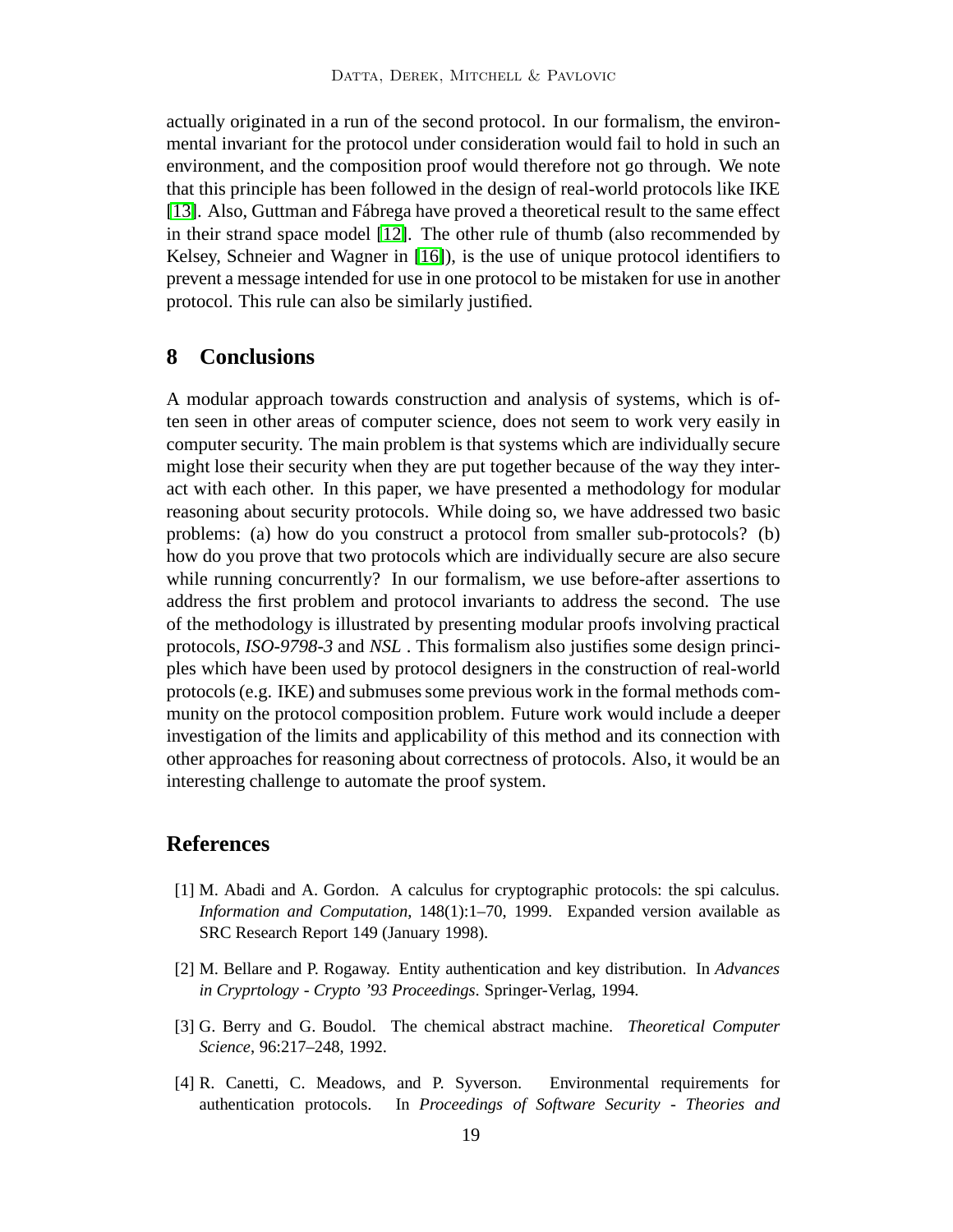actually originated in a run of the second protocol. In our formalism, the environmental invariant for the protocol under consideration would fail to hold in such an environment, and the composition proof would therefore not go through. We note that this principle has been followed in the design of real-world protocols like IKE [13]. Also, Guttman and Fábrega have proved a theoretical result to the same effect in their strand space model [12]. The other rule of thumb (also recommended by Kelsey, Schneier and Wagner in [16]), is the use of unique protocol identifiers to prevent a message intended for use in one protocol to be mistaken for use in another protocol. This rule can also be similarly justified.

## 8 Conclusions

A modular approach towards construction and analysis of systems, which is often seen in other areas of computer science, does not seem to work very easily in computer security. The main problem is that systems which are individually secure might lose their security when they are put together because of the way they interact with each other. In this paper, we have presented a methodology for modular reasoning about security protocols. While doing so, we have addressed two basic problems: (a) how do you construct a protocol from smaller sub-protocols? (b) how do you prove that two protocols which are individually secure are also secure while running concurrently? In our formalism, we use before-after assertions to address the first problem and protocol invariants to address the second. The use of the methodology is illustrated by presenting modular proofs involving practical protocols, *ISO-9798-3* and *NSL* . This formalism also justifies some design principles which have been used by protocol designers in the construction of real-world protocols (e.g. IKE) and submuses some previous work in the formal methods community on the protocol composition problem. Future work would include a deeper investigation of the limits and applicability of this method and its connection with other approaches for reasoning about correctness of protocols. Also, it would be an interesting challenge to automate the proof system.

## References

[1] M. Abadi and A. Gordon. A calculus for cryptographic protocols: the spi calculus. *Information and Computation*, 148(1):1–70, 1999. Expanded version available as SRC Research Report 149 (January 1998).

[2] M. Bellare and P. Rogaway. Entity authentication and key distribution. In *Advances in Cryprtology - Crypto '93 Proceedings*. Springer-Verlag, 1994.

[3] G. Berry and G. Boudol. The chemical abstract machine. *Theoretical Computer Science*, 96:217–248, 1992.

[4] R. Canetti, C. Meadows, and P. Syverson. Environmental requirements for authentication protocols. In *Proceedings of Software Security - Theories and*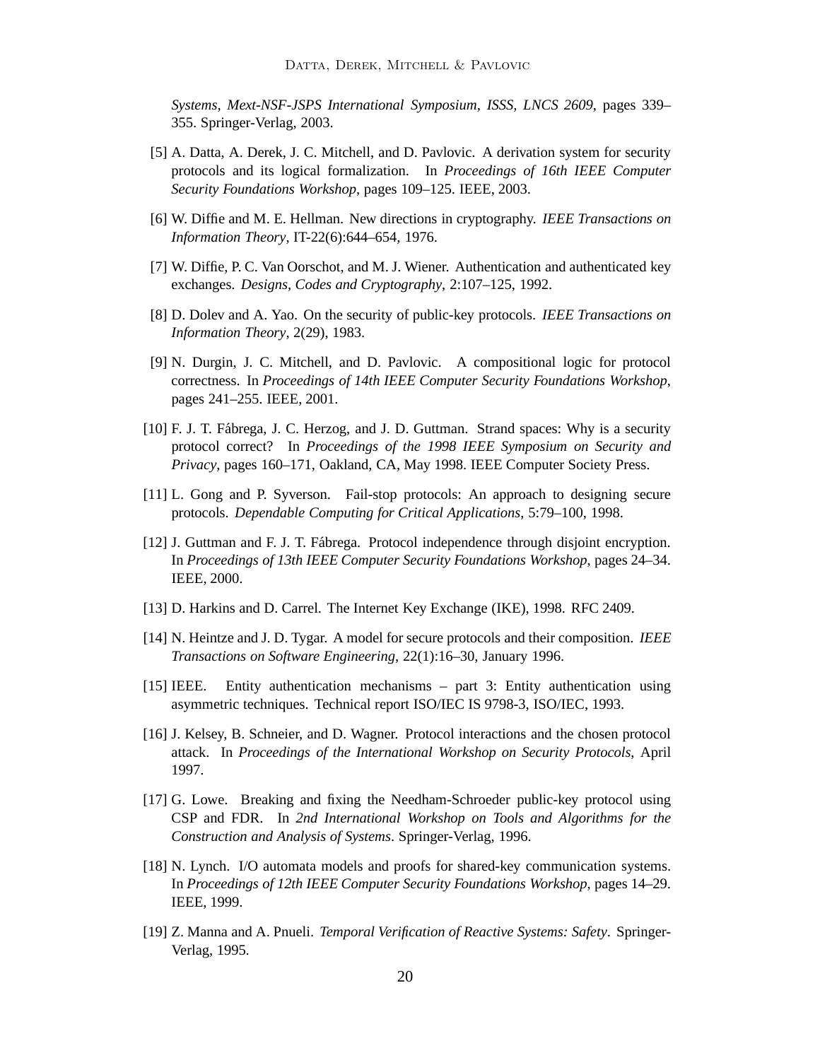*Systems, Mext-NSF-JSPS International Symposium, ISSS, LNCS 2609*, pages 339–355. Springer-Verlag, 2003.

[5] A. Datta, A. Derek, J. C. Mitchell, and D. Pavlovic. A derivation system for security protocols and its logical formalization. In *Proceedings of 16th IEEE Computer Security Foundations Workshop*, pages 109–125. IEEE, 2003.

[6] W. Diffie and M. E. Hellman. New directions in cryptography. *IEEE Transactions on Information Theory*, IT-22(6):644–654, 1976.

[7] W. Diffie, P. C. Van Oorschot, and M. J. Wiener. Authentication and authenticated key exchanges. *Designs, Codes and Cryptography*, 2:107–125, 1992.

[8] D. Dolev and A. Yao. On the security of public-key protocols. *IEEE Transactions on Information Theory*, 2(29), 1983.

[9] N. Durgin, J. C. Mitchell, and D. Pavlovic. A compositional logic for protocol correctness. In *Proceedings of 14th IEEE Computer Security Foundations Workshop*, pages 241–255. IEEE, 2001.

[10] F. J. T. Fábrega, J. C. Herzog, and J. D. Guttman. Strand spaces: Why is a security protocol correct? In *Proceedings of the 1998 IEEE Symposium on Security and Privacy*, pages 160–171, Oakland, CA, May 1998. IEEE Computer Society Press.

[11] L. Gong and P. Syverson. Fail-stop protocols: An approach to designing secure protocols. *Dependable Computing for Critical Applications*, 5:79–100, 1998.

[12] J. Guttman and F. J. T. Fábrega. Protocol independence through disjoint encryption. In *Proceedings of 13th IEEE Computer Security Foundations Workshop*, pages 24–34. IEEE, 2000.

[13] D. Harkins and D. Carrel. The Internet Key Exchange (IKE), 1998. RFC 2409.

[14] N. Heintze and J. D. Tygar. A model for secure protocols and their composition. *IEEE Transactions on Software Engineering*, 22(1):16–30, January 1996.

[15] IEEE. Entity authentication mechanisms – part 3: Entity authentication using asymmetric techniques. Technical report ISO/IEC IS 9798-3, ISO/IEC, 1993.

[16] J. Kelsey, B. Schneier, and D. Wagner. Protocol interactions and the chosen protocol attack. In *Proceedings of the International Workshop on Security Protocols*, April 1997.

[17] G. Lowe. Breaking and fixing the Needham-Schroeder public-key protocol using CSP and FDR. In *2nd International Workshop on Tools and Algorithms for the Construction and Analysis of Systems*. Springer-Verlag, 1996.

[18] N. Lynch. I/O automata models and proofs for shared-key communication systems. In *Proceedings of 12th IEEE Computer Security Foundations Workshop*, pages 14–29. IEEE, 1999.

[19] Z. Manna and A. Pnueli. *Temporal Verification of Reactive Systems: Safety*. Springer-Verlag, 1995.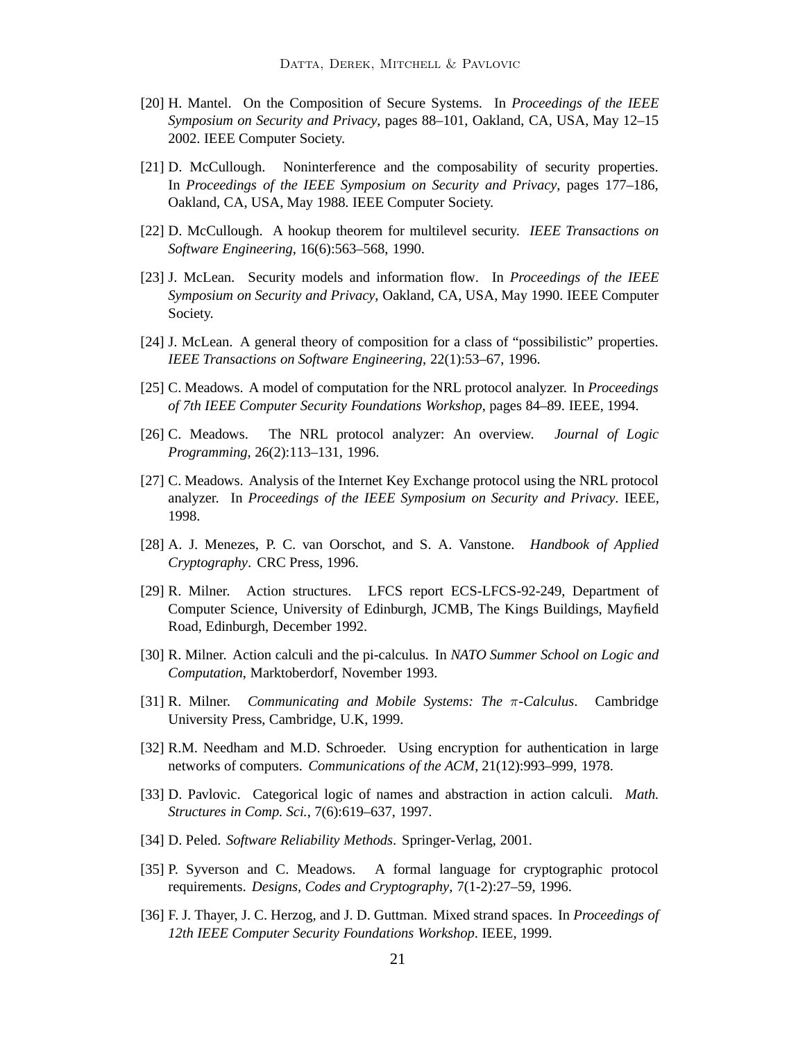[20] H. Mantel. On the Composition of Secure Systems. In *Proceedings of the IEEE Symposium on Security and Privacy*, pages 88–101, Oakland, CA, USA, May 12–15 2002. IEEE Computer Society.

[21] D. McCullough. Noninterference and the composability of security properties. In *Proceedings of the IEEE Symposium on Security and Privacy*, pages 177–186, Oakland, CA, USA, May 1988. IEEE Computer Society.

[22] D. McCullough. A hookup theorem for multilevel security. *IEEE Transactions on Software Engineering*, 16(6):563–568, 1990.

[23] J. McLean. Security models and information flow. In *Proceedings of the IEEE Symposium on Security and Privacy*, Oakland, CA, USA, May 1990. IEEE Computer Society.

[24] J. McLean. A general theory of composition for a class of "possibilistic" properties. *IEEE Transactions on Software Engineering*, 22(1):53–67, 1996.

[25] C. Meadows. A model of computation for the NRL protocol analyzer. In *Proceedings of 7th IEEE Computer Security Foundations Workshop*, pages 84–89. IEEE, 1994.

[26] C. Meadows. The NRL protocol analyzer: An overview. *Journal of Logic Programming*, 26(2):113–131, 1996.

[27] C. Meadows. Analysis of the Internet Key Exchange protocol using the NRL protocol analyzer. In *Proceedings of the IEEE Symposium on Security and Privacy*. IEEE, 1998.

[28] A. J. Menezes, P. C. van Oorschot, and S. A. Vanstone. *Handbook of Applied Cryptography*. CRC Press, 1996.

[29] R. Milner. Action structures. LFCS report ECS-LFCS-92-249, Department of Computer Science, University of Edinburgh, JCMB, The Kings Buildings, Mayfield Road, Edinburgh, December 1992.

[30] R. Milner. Action calculi and the pi-calculus. In *NATO Summer School on Logic and Computation*, Marktoberdorf, November 1993.

[31] R. Milner. *Communicating and Mobile Systems: The $\pi$-Calculus*. Cambridge University Press, Cambridge, U.K, 1999.

[32] R.M. Needham and M.D. Schroeder. Using encryption for authentication in large networks of computers. *Communications of the ACM*, 21(12):993–999, 1978.

[33] D. Pavlovic. Categorical logic of names and abstraction in action calculi. *Math. Structures in Comp. Sci.*, 7(6):619–637, 1997.

[34] D. Peled. *Software Reliability Methods*. Springer-Verlag, 2001.

[35] P. Syverson and C. Meadows. A formal language for cryptographic protocol requirements. *Designs, Codes and Cryptography*, 7(1-2):27–59, 1996.

[36] F. J. Thayer, J. C. Herzog, and J. D. Guttman. Mixed strand spaces. In *Proceedings of 12th IEEE Computer Security Foundations Workshop*. IEEE, 1999.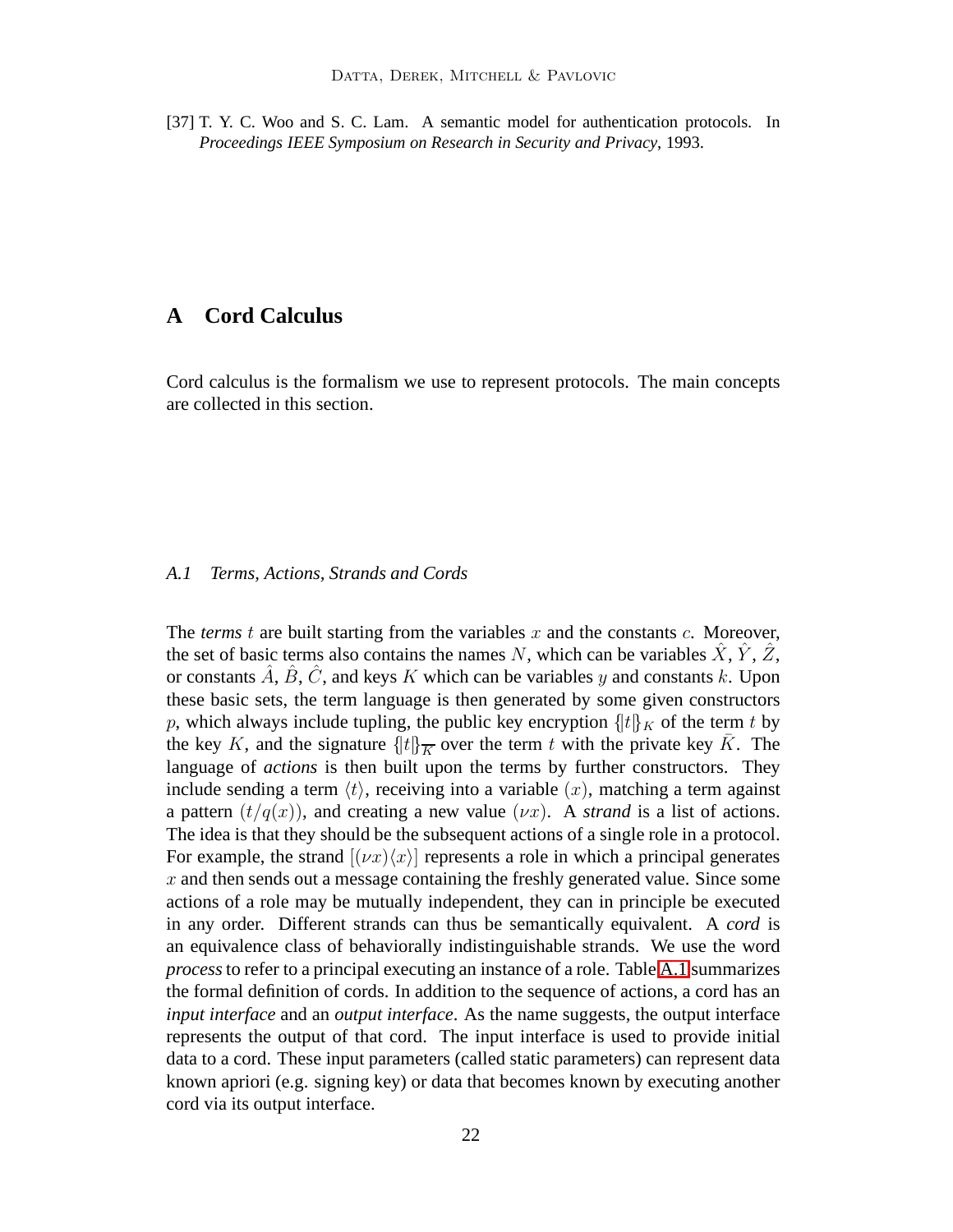[37] T. Y. C. Woo and S. C. Lam. A semantic model for authentication protocols. In *Proceedings IEEE Symposium on Research in Security and Privacy*, 1993.

# A Cord Calculus

Cord calculus is the formalism we use to represent protocols. The main concepts are collected in this section.

### A.1 Terms, Actions, Strands and Cords

The *terms* $t$ are built starting from the variables $x$ and the constants $c$. Moreover, the set of basic terms also contains the names $N$, which can be variables $\hat{X}$, $\hat{Y}$, $\hat{Z}$, or constants $\hat{A}$, $\hat{B}$, $\hat{C}$, and keys $K$ which can be variables $y$ and constants $k$. Upon these basic sets, the term language is then generated by some given constructors $p$, which always include tupling, the public key encryption $\{|t|\}_K$ of the term $t$ by the key $K$, and the signature $\{|t|\}_{\overline{K}}$ over the term $t$ with the private key $\bar{K}$. The language of *actions* is then built upon the terms by further constructors. They include sending a term $\langle t \rangle$, receiving into a variable $(x)$, matching a term against a pattern $(t/q(x))$, and creating a new value $(\nu x)$. A *strand* is a list of actions. The idea is that they should be the subsequent actions of a single role in a protocol. For example, the strand $[(\nu x)\langle x \rangle]$ represents a role in which a principal generates $x$ and then sends out a message containing the freshly generated value. Since some actions of a role may be mutually independent, they can in principle be executed in any order. Different strands can thus be semantically equivalent. A *cord* is an equivalence class of behaviorally indistinguishable strands. We use the word *process* to refer to a principal executing an instance of a role. Table A.1 summarizes the formal definition of cords. In addition to the sequence of actions, a cord has an *input interface* and an *output interface*. As the name suggests, the output interface represents the output of that cord. The input interface is used to provide initial data to a cord. These input parameters (called static parameters) can represent data known apriori (e.g. signing key) or data that becomes known by executing another cord via its output interface.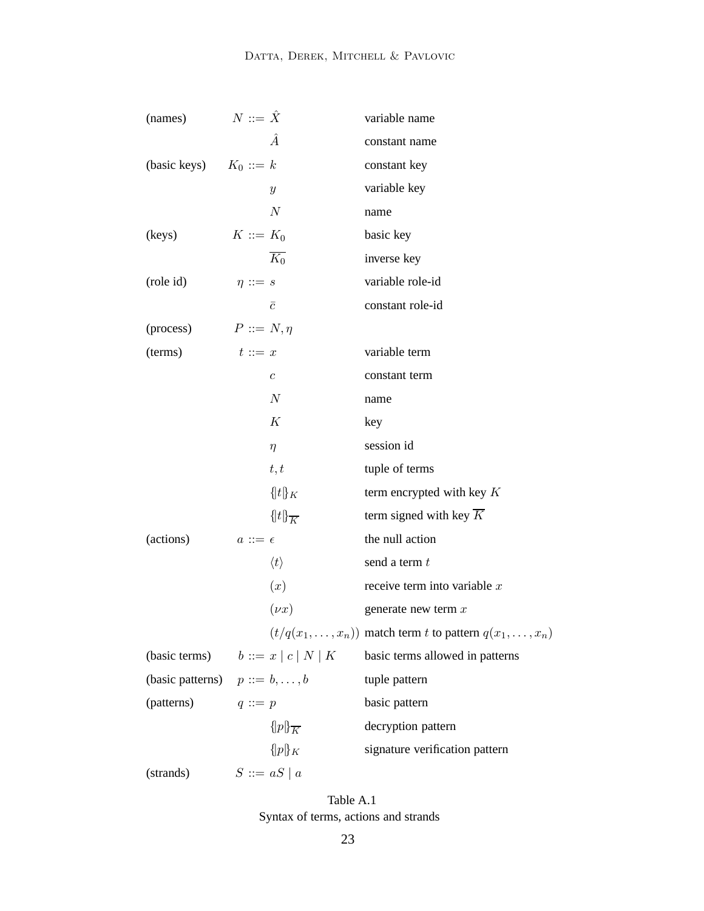| | | |
|---|---|---|
| (names) | $N ::= \hat{X}$ | variable name |
| | $\hat{A}$ | constant name |
| (basic keys) | $K_0 ::= k$ | constant key |
| | $y$ | variable key |
| | $N$ | name |
| (keys) | $K ::= K_0$ | basic key |
| | $\overline{K_0}$ | inverse key |
| (role id) | $\eta ::= s$ | variable role-id |
| | $\bar{c}$ | constant role-id |
| (process) | $P ::= N, \eta$ | |
| (terms) | $t ::= x$ | variable term |
| | $c$ | constant term |
| | $N$ | name |
| | $K$ | key |
| | $\eta$ | session id |
| | $t, t$ | tuple of terms |
| | $\{\!\|t\|\!\}_K$ | term encrypted with key $K$ |
| | $\{\!\|t\|\!\}_{\overline{K}}$ | term signed with key $\overline{K}$ |
| (actions) | $a ::= \epsilon$ | the null action |
| | $\langle t \rangle$ | send a term $t$ |
| | $(x)$ | receive term into variable $x$ |
| | $(\nu x)$ | generate new term $x$ |
| | $(t/q(x_1, \ldots, x_n))$ | match term $t$ to pattern $q(x_1, \ldots, x_n)$ |
| (basic terms) | $b ::= x \mid c \mid N \mid K$ | basic terms allowed in patterns |
| (basic patterns) | $p ::= b, \ldots, b$ | tuple pattern |
| (patterns) | $q ::= p$ | basic pattern |
| | $\{\!\|p\|\!\}_{\overline{K}}$ | decryption pattern |
| | $\{\!\|p\|\!\}_K$ | signature verification pattern |
| (strands) | $S ::= aS \mid a$ | |

Table A.1
Syntax of terms, actions and strands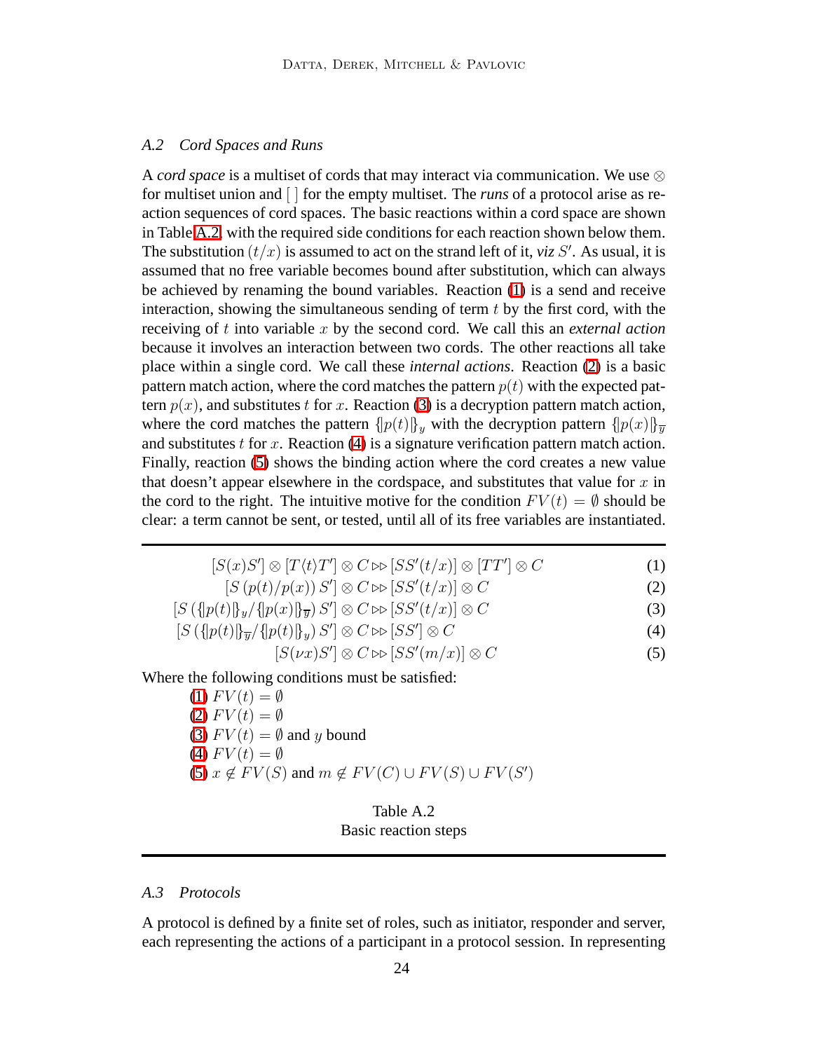### A.2 Cord Spaces and Runs

A *cord space* is a multiset of cords that may interact via communication. We use $\otimes$ for multiset union and $[\,]$ for the empty multiset. The *runs* of a protocol arise as reaction sequences of cord spaces. The basic reactions within a cord space are shown in Table A.2, with the required side conditions for each reaction shown below them. The substitution $(t/x)$ is assumed to act on the strand left of it, *viz* $S'$. As usual, it is assumed that no free variable becomes bound after substitution, which can always be achieved by renaming the bound variables. Reaction (1) is a send and receive interaction, showing the simultaneous sending of term $t$ by the first cord, with the receiving of $t$ into variable $x$ by the second cord. We call this an *external action* because it involves an interaction between two cords. The other reactions all take place within a single cord. We call these *internal actions*. Reaction (2) is a basic pattern match action, where the cord matches the pattern $p(t)$ with the expected pattern $p(x)$, and substitutes $t$ for $x$. Reaction (3) is a decryption pattern match action, where the cord matches the pattern $\{|p(t)|\}_y$ with the decryption pattern $\{|p(x)|\}_{\overline{y}}$ and substitutes $t$ for $x$. Reaction (4) is a signature verification pattern match action. Finally, reaction (5) shows the binding action where the cord creates a new value that doesn't appear elsewhere in the cordspace, and substitutes that value for $x$ in the cord to the right. The intuitive motive for the condition $FV(t) = \emptyset$ should be clear: a term cannot be sent, or tested, until all of its free variables are instantiated.

$$[S(x)S'] \otimes [T\langle t\rangle T'] \otimes C \rhd\!\rhd [SS'(t/x)] \otimes [TT'] \otimes C \tag{1}$$

$$[S\,(p(t)/p(x))\,S'] \otimes C \rhd\!\rhd [SS'(t/x)] \otimes C \tag{2}$$

$$[S\,(\{|p(t)|\}_y/\{|p(x)|\}_{\overline{y}})\,S'] \otimes C \rhd\!\rhd [SS'(t/x)] \otimes C \tag{3}$$

$$[S\,(\{|p(t)|\}_{\overline{y}}/\{|p(t)|\}_y)\,S'] \otimes C \rhd\!\rhd [SS'] \otimes C \tag{4}$$

$$[S(\nu x)S'] \otimes C \rhd\!\rhd [SS'(m/x)] \otimes C \tag{5}$$

Where the following conditions must be satisfied:

(1) $FV(t) = \emptyset$
(2) $FV(t) = \emptyset$
(3) $FV(t) = \emptyset$ and $y$ bound
(4) $FV(t) = \emptyset$
(5) $x \notin FV(S)$ and $m \notin FV(C) \cup FV(S) \cup FV(S')$

Table A.2
Basic reaction steps

### A.3 Protocols

A protocol is defined by a finite set of roles, such as initiator, responder and server, each representing the actions of a participant in a protocol session. In representing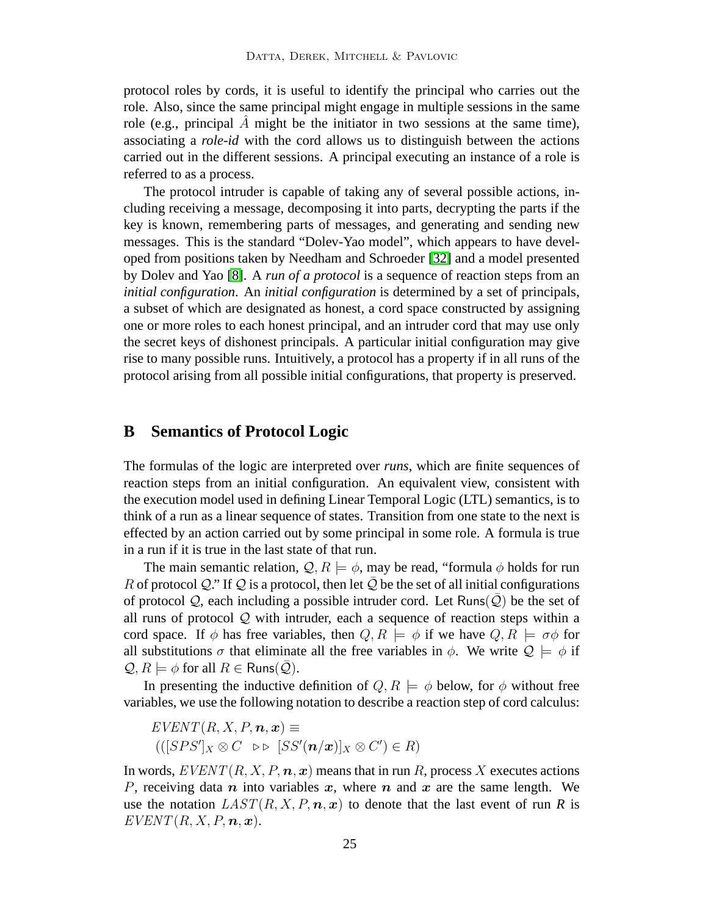protocol roles by cords, it is useful to identify the principal who carries out the role. Also, since the same principal might engage in multiple sessions in the same role (e.g., principal $\hat{A}$ might be the initiator in two sessions at the same time), associating a *role-id* with the cord allows us to distinguish between the actions carried out in the different sessions. A principal executing an instance of a role is referred to as a process.

The protocol intruder is capable of taking any of several possible actions, including receiving a message, decomposing it into parts, decrypting the parts if the key is known, remembering parts of messages, and generating and sending new messages. This is the standard "Dolev-Yao model", which appears to have developed from positions taken by Needham and Schroeder [32] and a model presented by Dolev and Yao [8]. A *run of a protocol* is a sequence of reaction steps from an *initial configuration*. An *initial configuration* is determined by a set of principals, a subset of which are designated as honest, a cord space constructed by assigning one or more roles to each honest principal, and an intruder cord that may use only the secret keys of dishonest principals. A particular initial configuration may give rise to many possible runs. Intuitively, a protocol has a property if in all runs of the protocol arising from all possible initial configurations, that property is preserved.

## B Semantics of Protocol Logic

The formulas of the logic are interpreted over *runs*, which are finite sequences of reaction steps from an initial configuration. An equivalent view, consistent with the execution model used in defining Linear Temporal Logic (LTL) semantics, is to think of a run as a linear sequence of states. Transition from one state to the next is effected by an action carried out by some principal in some role. A formula is true in a run if it is true in the last state of that run.

The main semantic relation, $\mathcal{Q}, R \models \phi$, may be read, "formula $\phi$ holds for run $R$ of protocol $\mathcal{Q}$." If $\mathcal{Q}$ is a protocol, then let $\bar{\mathcal{Q}}$ be the set of all initial configurations of protocol $\mathcal{Q}$, each including a possible intruder cord. Let $\mathsf{Runs}(\bar{\mathcal{Q}})$ be the set of all runs of protocol $\mathcal{Q}$ with intruder, each a sequence of reaction steps within a cord space. If $\phi$ has free variables, then $Q, R \models \phi$ if we have $Q, R \models \sigma\phi$ for all substitutions $\sigma$ that eliminate all the free variables in $\phi$. We write $\mathcal{Q} \models \phi$ if $\mathcal{Q}, R \models \phi$ for all $R \in \mathsf{Runs}(\bar{\mathcal{Q}})$.

In presenting the inductive definition of $Q, R \models \phi$ below, for $\phi$ without free variables, we use the following notation to describe a reaction step of cord calculus:

$$EVENT(R, X, P, \boldsymbol{n}, \boldsymbol{x}) \equiv$$
$$(([SPS']_X \otimes C \ \ \triangleright\!\triangleright \ [SS'(\boldsymbol{n}/\boldsymbol{x})]_X \otimes C') \in R)$$

In words, $EVENT(R, X, P, \boldsymbol{n}, \boldsymbol{x})$ means that in run $R$, process $X$ executes actions $P$, receiving data $\boldsymbol{n}$ into variables $\boldsymbol{x}$, where $\boldsymbol{n}$ and $\boldsymbol{x}$ are the same length. We use the notation $LAST(R, X, P, \boldsymbol{n}, \boldsymbol{x})$ to denote that the last event of run *R* is $EVENT(R, X, P, \boldsymbol{n}, \boldsymbol{x})$.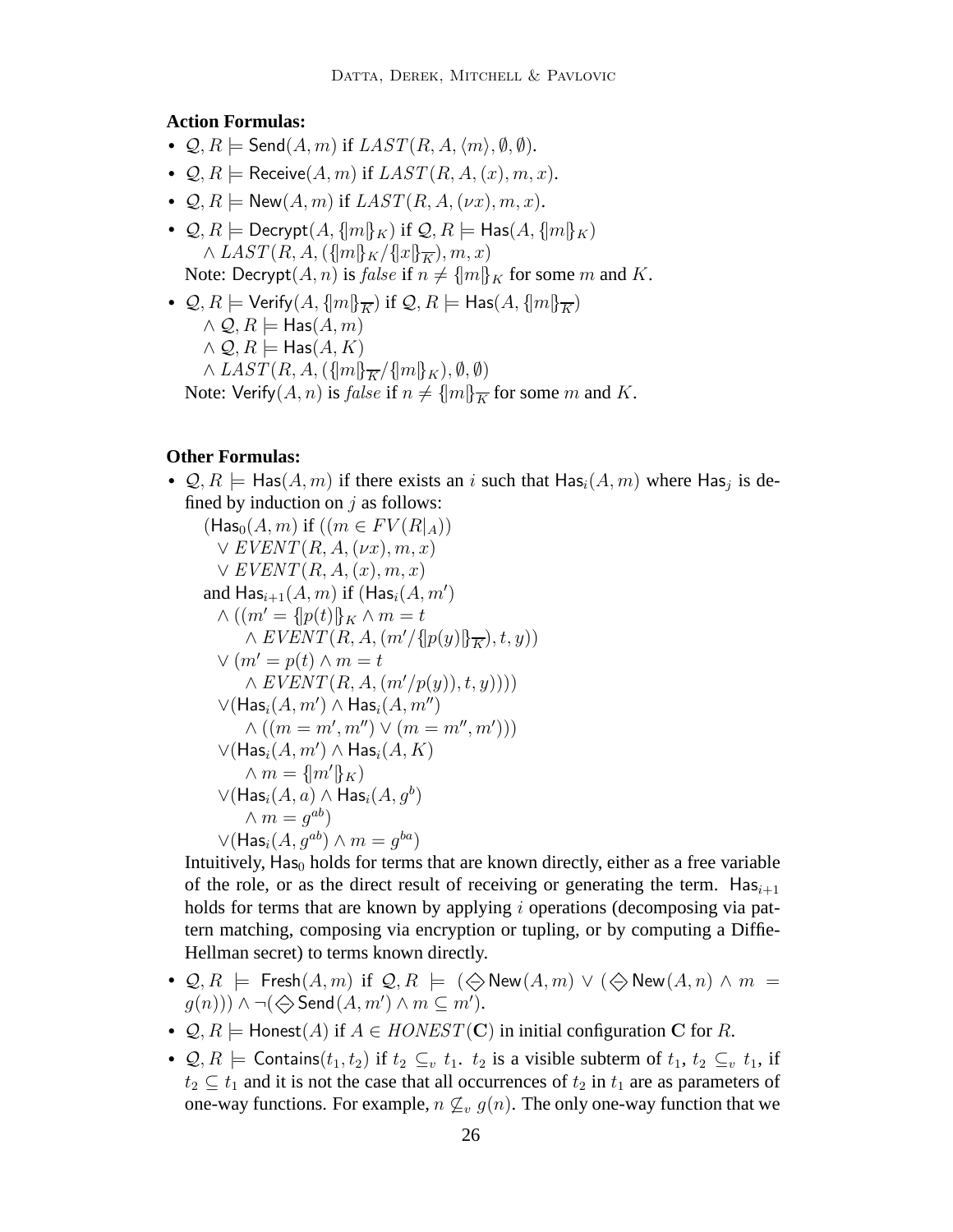**Action Formulas:**

- $\mathcal{Q}, R \models \mathsf{Send}(A, m)$ if $LAST(R, A, \langle m \rangle, \emptyset, \emptyset)$.
- $\mathcal{Q}, R \models \mathsf{Receive}(A, m)$ if $LAST(R, A, (x), m, x)$.
- $\mathcal{Q}, R \models \mathsf{New}(A, m)$ if $LAST(R, A, (\nu x), m, x)$.
- $\mathcal{Q}, R \models \mathsf{Decrypt}(A, \{\!|m|\!\}_K)$ if $\mathcal{Q}, R \models \mathsf{Has}(A, \{\!|m|\!\}_K)$
  $\wedge\, LAST(R, A, (\{\!|m|\!\}_K / \{\!|x|\!\}_{\overline{K}}), m, x)$
  Note: $\mathsf{Decrypt}(A, n)$ is *false* if $n \neq \{\!|m|\!\}_K$ for some $m$ and $K$.
- $\mathcal{Q}, R \models \mathsf{Verify}(A, \{\!|m|\!\}_{\overline{K}})$ if $\mathcal{Q}, R \models \mathsf{Has}(A, \{\!|m|\!\}_{\overline{K}})$
  $\wedge\, \mathcal{Q}, R \models \mathsf{Has}(A, m)$
  $\wedge\, \mathcal{Q}, R \models \mathsf{Has}(A, K)$
  $\wedge\, LAST(R, A, (\{\!|m|\!\}_{\overline{K}} / \{\!|m|\!\}_K), \emptyset, \emptyset)$
  Note: $\mathsf{Verify}(A, n)$ is *false* if $n \neq \{\!|m|\!\}_{\overline{K}}$ for some $m$ and $K$.

**Other Formulas:**

- $\mathcal{Q}, R \models \mathsf{Has}(A, m)$ if there exists an $i$ such that $\mathsf{Has}_i(A, m)$ where $\mathsf{Has}_j$ is defined by induction on $j$ as follows:

$$
\begin{aligned}
&(\mathsf{Has}_0(A, m) \text{ if } ((m \in FV(R|_A)) \\
&\quad \vee EVENT(R, A, (\nu x), m, x) \\
&\quad \vee EVENT(R, A, (x), m, x) \\
&\text{and } \mathsf{Has}_{i+1}(A, m) \text{ if } (\mathsf{Has}_i(A, m') \\
&\quad \wedge ((m' = \{\!|p(t)|\!\}_K \wedge m = t \\
&\qquad \wedge EVENT(R, A, (m' / \{\!|p(y)|\!\}_{\overline{K}}), t, y)) \\
&\quad \vee (m' = p(t) \wedge m = t \\
&\qquad \wedge EVENT(R, A, (m' / p(y)), t, y)))) \\
&\quad \vee (\mathsf{Has}_i(A, m') \wedge \mathsf{Has}_i(A, m'') \\
&\qquad \wedge ((m = m', m'') \vee (m = m'', m'))) \\
&\quad \vee (\mathsf{Has}_i(A, m') \wedge \mathsf{Has}_i(A, K) \\
&\qquad \wedge m = \{\!|m'|\!\}_K) \\
&\quad \vee (\mathsf{Has}_i(A, a) \wedge \mathsf{Has}_i(A, g^b) \\
&\qquad \wedge m = g^{ab}) \\
&\quad \vee (\mathsf{Has}_i(A, g^{ab}) \wedge m = g^{ba})
\end{aligned}
$$

  Intuitively, $\mathsf{Has}_0$ holds for terms that are known directly, either as a free variable of the role, or as the direct result of receiving or generating the term. $\mathsf{Has}_{i+1}$ holds for terms that are known by applying $i$ operations (decomposing via pattern matching, composing via encryption or tupling, or by computing a Diffie-Hellman secret) to terms known directly.

- $\mathcal{Q}, R \models \mathsf{Fresh}(A, m)$ if $\mathcal{Q}, R \models (\diamondsuit \mathsf{New}(A, m) \vee (\diamondsuit \mathsf{New}(A, n) \wedge m = g(n))) \wedge \neg(\diamondsuit \mathsf{Send}(A, m') \wedge m \subseteq m')$.
- $\mathcal{Q}, R \models \mathsf{Honest}(A)$ if $A \in HONEST(\mathbf{C})$ in initial configuration $\mathbf{C}$ for $R$.
- $\mathcal{Q}, R \models \mathsf{Contains}(t_1, t_2)$ if $t_2 \subseteq_v t_1$. $t_2$ is a visible subterm of $t_1$, $t_2 \subseteq_v t_1$, if $t_2 \subseteq t_1$ and it is not the case that all occurrences of $t_2$ in $t_1$ are as parameters of one-way functions. For example, $n \not\subseteq_v g(n)$. The only one-way function that we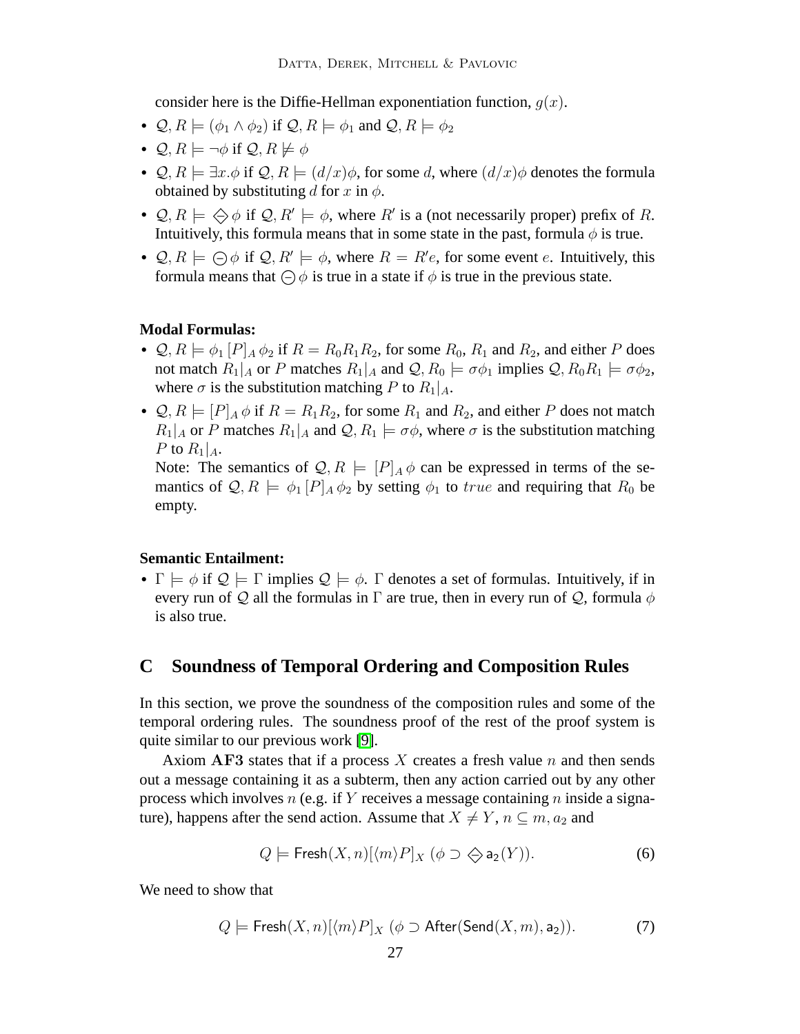consider here is the Diffie-Hellman exponentiation function, $g(x)$.

- $\mathcal{Q}, R \models (\phi_1 \wedge \phi_2)$ if $\mathcal{Q}, R \models \phi_1$ and $\mathcal{Q}, R \models \phi_2$
- $\mathcal{Q}, R \models \neg\phi$ if $\mathcal{Q}, R \not\models \phi$
- $\mathcal{Q}, R \models \exists x.\phi$ if $\mathcal{Q}, R \models (d/x)\phi$, for some $d$, where $(d/x)\phi$ denotes the formula obtained by substituting $d$ for $x$ in $\phi$.
- $\mathcal{Q}, R \models \Diamond\!\!\!-\, \phi$ if $\mathcal{Q}, R' \models \phi$, where $R'$ is a (not necessarily proper) prefix of $R$. Intuitively, this formula means that in some state in the past, formula $\phi$ is true.
- $\mathcal{Q}, R \models \ominus\phi$ if $\mathcal{Q}, R' \models \phi$, where $R = R'e$, for some event $e$. Intuitively, this formula means that $\ominus\phi$ is true in a state if $\phi$ is true in the previous state.

**Modal Formulas:**

- $\mathcal{Q}, R \models \phi_1 [P]_A \phi_2$ if $R = R_0 R_1 R_2$, for some $R_0$, $R_1$ and $R_2$, and either $P$ does not match $R_1|_A$ or $P$ matches $R_1|_A$ and $\mathcal{Q}, R_0 \models \sigma\phi_1$ implies $\mathcal{Q}, R_0 R_1 \models \sigma\phi_2$, where $\sigma$ is the substitution matching $P$ to $R_1|_A$.
- $\mathcal{Q}, R \models [P]_A \phi$ if $R = R_1 R_2$, for some $R_1$ and $R_2$, and either $P$ does not match $R_1|_A$ or $P$ matches $R_1|_A$ and $\mathcal{Q}, R_1 \models \sigma\phi$, where $\sigma$ is the substitution matching $P$ to $R_1|_A$.
  
  Note: The semantics of $\mathcal{Q}, R \models [P]_A \phi$ can be expressed in terms of the semantics of $\mathcal{Q}, R \models \phi_1 [P]_A \phi_2$ by setting $\phi_1$ to $true$ and requiring that $R_0$ be empty.

**Semantic Entailment:**

- $\Gamma \models \phi$ if $\mathcal{Q} \models \Gamma$ implies $\mathcal{Q} \models \phi$. $\Gamma$ denotes a set of formulas. Intuitively, if in every run of $\mathcal{Q}$ all the formulas in $\Gamma$ are true, then in every run of $\mathcal{Q}$, formula $\phi$ is also true.

# C Soundness of Temporal Ordering and Composition Rules

In this section, we prove the soundness of the composition rules and some of the temporal ordering rules. The soundness proof of the rest of the proof system is quite similar to our previous work [9].

Axiom **AF3** states that if a process $X$ creates a fresh value $n$ and then sends out a message containing it as a subterm, then any action carried out by any other process which involves $n$ (e.g. if $Y$ receives a message containing $n$ inside a signature), happens after the send action. Assume that $X \neq Y$, $n \subseteq m, a_2$ and

$$Q \models \mathsf{Fresh}(X, n)[\langle m \rangle P]_X \; (\phi \supset \Diamond\!\!\!-\, \mathsf{a_2}(Y)). \tag{6}$$

We need to show that

$$Q \models \mathsf{Fresh}(X, n)[\langle m \rangle P]_X \; (\phi \supset \mathsf{After}(\mathsf{Send}(X, m), \mathsf{a_2})). \tag{7}$$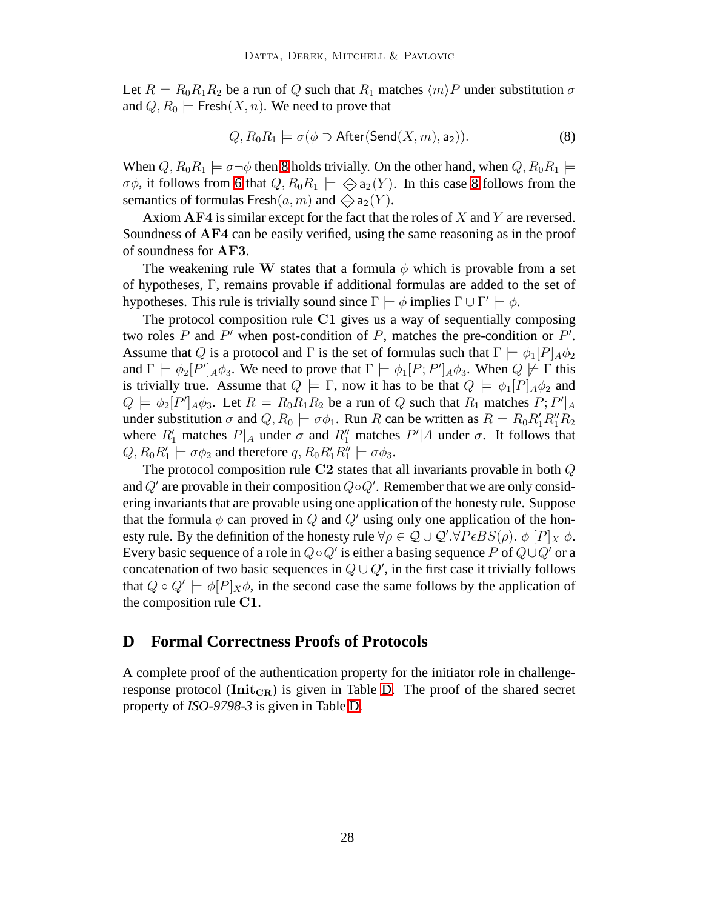Let $R = R_0R_1R_2$ be a run of $Q$ such that $R_1$ matches $\langle m \rangle P$ under substitution $\sigma$ and $Q, R_0 \models \mathsf{Fresh}(X, n)$. We need to prove that

$$Q, R_0R_1 \models \sigma(\phi \supset \mathsf{After}(\mathsf{Send}(X, m), \mathsf{a}_2)). \tag{8}$$

When $Q, R_0R_1 \models \sigma\neg\phi$ then 8 holds trivially. On the other hand, when $Q, R_0R_1 \models \sigma\phi$, it follows from 6 that $Q, R_0R_1 \models \diamondminus \mathsf{a}_2(Y)$. In this case 8 follows from the semantics of formulas $\mathsf{Fresh}(a, m)$ and $\diamondminus \mathsf{a}_2(Y)$.

Axiom **AF4** is similar except for the fact that the roles of $X$ and $Y$ are reversed. Soundness of **AF4** can be easily verified, using the same reasoning as in the proof of soundness for **AF3**.

The weakening rule **W** states that a formula $\phi$ which is provable from a set of hypotheses, $\Gamma$, remains provable if additional formulas are added to the set of hypotheses. This rule is trivially sound since $\Gamma \models \phi$ implies $\Gamma \cup \Gamma' \models \phi$.

The protocol composition rule **C1** gives us a way of sequentially composing two roles $P$ and $P'$ when post-condition of $P$, matches the pre-condition or $P'$. Assume that $Q$ is a protocol and $\Gamma$ is the set of formulas such that $\Gamma \models \phi_1[P]_A\phi_2$ and $\Gamma \models \phi_2[P']_A\phi_3$. We need to prove that $\Gamma \models \phi_1[P; P']_A\phi_3$. When $Q \not\models \Gamma$ this is trivially true. Assume that $Q \models \Gamma$, now it has to be that $Q \models \phi_1[P]_A\phi_2$ and $Q \models \phi_2[P']_A\phi_3$. Let $R = R_0R_1R_2$ be a run of $Q$ such that $R_1$ matches $P; P'|_A$ under substitution $\sigma$ and $Q, R_0 \models \sigma\phi_1$. Run $R$ can be written as $R = R_0R_1'R_1''R_2$ where $R_1'$ matches $P|_A$ under $\sigma$ and $R_1''$ matches $P'|A$ under $\sigma$. It follows that $Q, R_0R_1' \models \sigma\phi_2$ and therefore $q, R_0R_1'R_1'' \models \sigma\phi_3$.

The protocol composition rule **C2** states that all invariants provable in both $Q$ and $Q'$ are provable in their composition $Q \circ Q'$. Remember that we are only considering invariants that are provable using one application of the honesty rule. Suppose that the formula $\phi$ can proved in $Q$ and $Q'$ using only one application of the honesty rule. By the definition of the honesty rule $\forall \rho \in \mathcal{Q} \cup \mathcal{Q}'. \forall P \epsilon BS(\rho).\ \phi\ [P]_X\ \phi$. Every basic sequence of a role in $Q \circ Q'$ is either a basing sequence $P$ of $Q \cup Q'$ or a concatenation of two basic sequences in $Q \cup Q'$, in the first case it trivially follows that $Q \circ Q' \models \phi[P]_X\phi$, in the second case the same follows by the application of the composition rule **C1**.

## D Formal Correctness Proofs of Protocols

A complete proof of the authentication property for the initiator role in challenge-response protocol ($\mathbf{Init_{CR}}$) is given in Table D. The proof of the shared secret property of *ISO-9798-3* is given in Table D.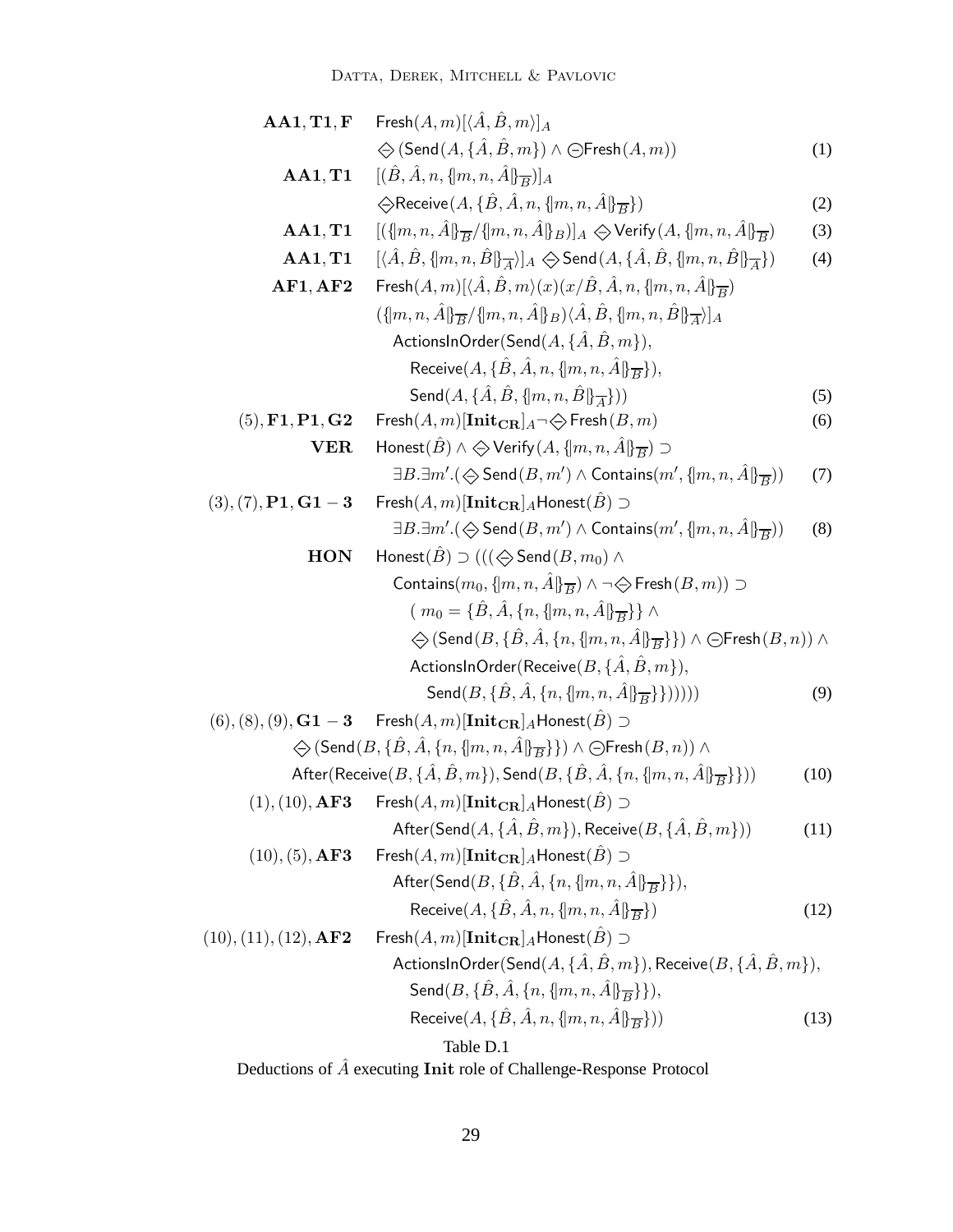| | | |
|---|---|---|
| $\mathbf{AA1}, \mathbf{T1}, \mathbf{F}$ | $\mathsf{Fresh}(A, m)[\langle \hat{A}, \hat{B}, m\rangle]_A$ $\diamondminus (\mathsf{Send}(A, \{\hat{A}, \hat{B}, m\}) \wedge \ominus \mathsf{Fresh}(A, m))$ | (1) |
| $\mathbf{AA1}, \mathbf{T1}$ | $[(\hat{B}, \hat{A}, n, \{\!\|m, n, \hat{A}\|\!\}_{\overline{B}})]_A$ $\diamondminus \mathsf{Receive}(A, \{\hat{B}, \hat{A}, n, \{\!\|m, n, \hat{A}\|\!\}_{\overline{B}}\})$ | (2) |
| $\mathbf{AA1}, \mathbf{T1}$ | $[(\{\!\|m, n, \hat{A}\|\!\}_{\overline{B}} / \{\!\|m, n, \hat{A}\|\!\}_B)]_A \diamondminus \mathsf{Verify}(A, \{\!\|m, n, \hat{A}\|\!\}_{\overline{B}})$ | (3) |
| $\mathbf{AA1}, \mathbf{T1}$ | $[\langle \hat{A}, \hat{B}, \{\!\|m, n, \hat{B}\|\!\}_{\overline{A}}\rangle]_A \diamondminus \mathsf{Send}(A, \{\hat{A}, \hat{B}, \{\!\|m, n, \hat{B}\|\!\}_{\overline{A}}\})$ | (4) |
| $\mathbf{AF1}, \mathbf{AF2}$ | $\mathsf{Fresh}(A, m)[\langle \hat{A}, \hat{B}, m\rangle (x)(x/\hat{B}, \hat{A}, n, \{\!\|m, n, \hat{A}\|\!\}_{\overline{B}})$ $(\{\!\|m, n, \hat{A}\|\!\}_{\overline{B}} / \{\!\|m, n, \hat{A}\|\!\}_B)\langle \hat{A}, \hat{B}, \{\!\|m, n, \hat{B}\|\!\}_{\overline{A}}\rangle]_A$ $\mathsf{ActionsInOrder}(\mathsf{Send}(A, \{\hat{A}, \hat{B}, m\}),$ $\mathsf{Receive}(A, \{\hat{B}, \hat{A}, n, \{\!\|m, n, \hat{A}\|\!\}_{\overline{B}}\}),$ $\mathsf{Send}(A, \{\hat{A}, \hat{B}, \{\!\|m, n, \hat{B}\|\!\}_{\overline{A}}\}))$ | (5) |
| $(5), \mathbf{F1}, \mathbf{P1}, \mathbf{G2}$ | $\mathsf{Fresh}(A, m)[\mathbf{Init_{CR}}]_A \neg \diamondminus \mathsf{Fresh}(B, m)$ | (6) |
| $\mathbf{VER}$ | $\mathsf{Honest}(\hat{B}) \wedge \diamondminus \mathsf{Verify}(A, \{\!\|m, n, \hat{A}\|\!\}_{\overline{B}}) \supset$ $\exists B. \exists m'. (\diamondminus \mathsf{Send}(B, m') \wedge \mathsf{Contains}(m', \{\!\|m, n, \hat{A}\|\!\}_{\overline{B}}))$ | (7) |
| $(3), (7), \mathbf{P1}, \mathbf{G1-3}$ | $\mathsf{Fresh}(A, m)[\mathbf{Init_{CR}}]_A \mathsf{Honest}(\hat{B}) \supset$ $\exists B. \exists m'. (\diamondminus \mathsf{Send}(B, m') \wedge \mathsf{Contains}(m', \{\!\|m, n, \hat{A}\|\!\}_{\overline{B}}))$ | (8) |
| $\mathbf{HON}$ | $\mathsf{Honest}(\hat{B}) \supset (((\diamondminus \mathsf{Send}(B, m_0) \wedge$ $\mathsf{Contains}(m_0, \{\!\|m, n, \hat{A}\|\!\}_{\overline{B}}) \wedge \neg \diamondminus \mathsf{Fresh}(B, m)) \supset$ $(\, m_0 = \{\hat{B}, \hat{A}, \{n, \{\!\|m, n, \hat{A}\|\!\}_{\overline{B}}\}\} \wedge$ $\diamondminus (\mathsf{Send}(B, \{\hat{B}, \hat{A}, \{n, \{\!\|m, n, \hat{A}\|\!\}_{\overline{B}}\}\}) \wedge \ominus \mathsf{Fresh}(B, n)) \wedge$ $\mathsf{ActionsInOrder}(\mathsf{Receive}(B, \{\hat{A}, \hat{B}, m\}),$ $\mathsf{Send}(B, \{\hat{B}, \hat{A}, \{n, \{\!\|m, n, \hat{A}\|\!\}_{\overline{B}}\}\})))))$ | (9) |
| $(6), (8), (9), \mathbf{G1-3}$ | $\mathsf{Fresh}(A, m)[\mathbf{Init_{CR}}]_A \mathsf{Honest}(\hat{B}) \supset$ $\diamondminus (\mathsf{Send}(B, \{\hat{B}, \hat{A}, \{n, \{\!\|m, n, \hat{A}\|\!\}_{\overline{B}}\}\}) \wedge \ominus \mathsf{Fresh}(B, n)) \wedge$ $\mathsf{After}(\mathsf{Receive}(B, \{\hat{A}, \hat{B}, m\}), \mathsf{Send}(B, \{\hat{B}, \hat{A}, \{n, \{\!\|m, n, \hat{A}\|\!\}_{\overline{B}}\}\}))$ | (10) |
| $(1), (10), \mathbf{AF3}$ | $\mathsf{Fresh}(A, m)[\mathbf{Init_{CR}}]_A \mathsf{Honest}(\hat{B}) \supset$ $\mathsf{After}(\mathsf{Send}(A, \{\hat{A}, \hat{B}, m\}), \mathsf{Receive}(B, \{\hat{A}, \hat{B}, m\}))$ | (11) |
| $(10), (5), \mathbf{AF3}$ | $\mathsf{Fresh}(A, m)[\mathbf{Init_{CR}}]_A \mathsf{Honest}(\hat{B}) \supset$ $\mathsf{After}(\mathsf{Send}(B, \{\hat{B}, \hat{A}, \{n, \{\!\|m, n, \hat{A}\|\!\}_{\overline{B}}\}\}),$ $\mathsf{Receive}(A, \{\hat{B}, \hat{A}, n, \{\!\|m, n, \hat{A}\|\!\}_{\overline{B}}\})$ | (12) |
| $(10), (11), (12), \mathbf{AF2}$ | $\mathsf{Fresh}(A, m)[\mathbf{Init_{CR}}]_A \mathsf{Honest}(\hat{B}) \supset$ $\mathsf{ActionsInOrder}(\mathsf{Send}(A, \{\hat{A}, \hat{B}, m\}), \mathsf{Receive}(B, \{\hat{A}, \hat{B}, m\}),$ $\mathsf{Send}(B, \{\hat{B}, \hat{A}, \{n, \{\!\|m, n, \hat{A}\|\!\}_{\overline{B}}\}\}),$ $\mathsf{Receive}(A, \{\hat{B}, \hat{A}, n, \{\!\|m, n, \hat{A}\|\!\}_{\overline{B}}\}))$ | (13) |

Table D.1

Deductions of $\hat{A}$ executing **Init** role of Challenge-Response Protocol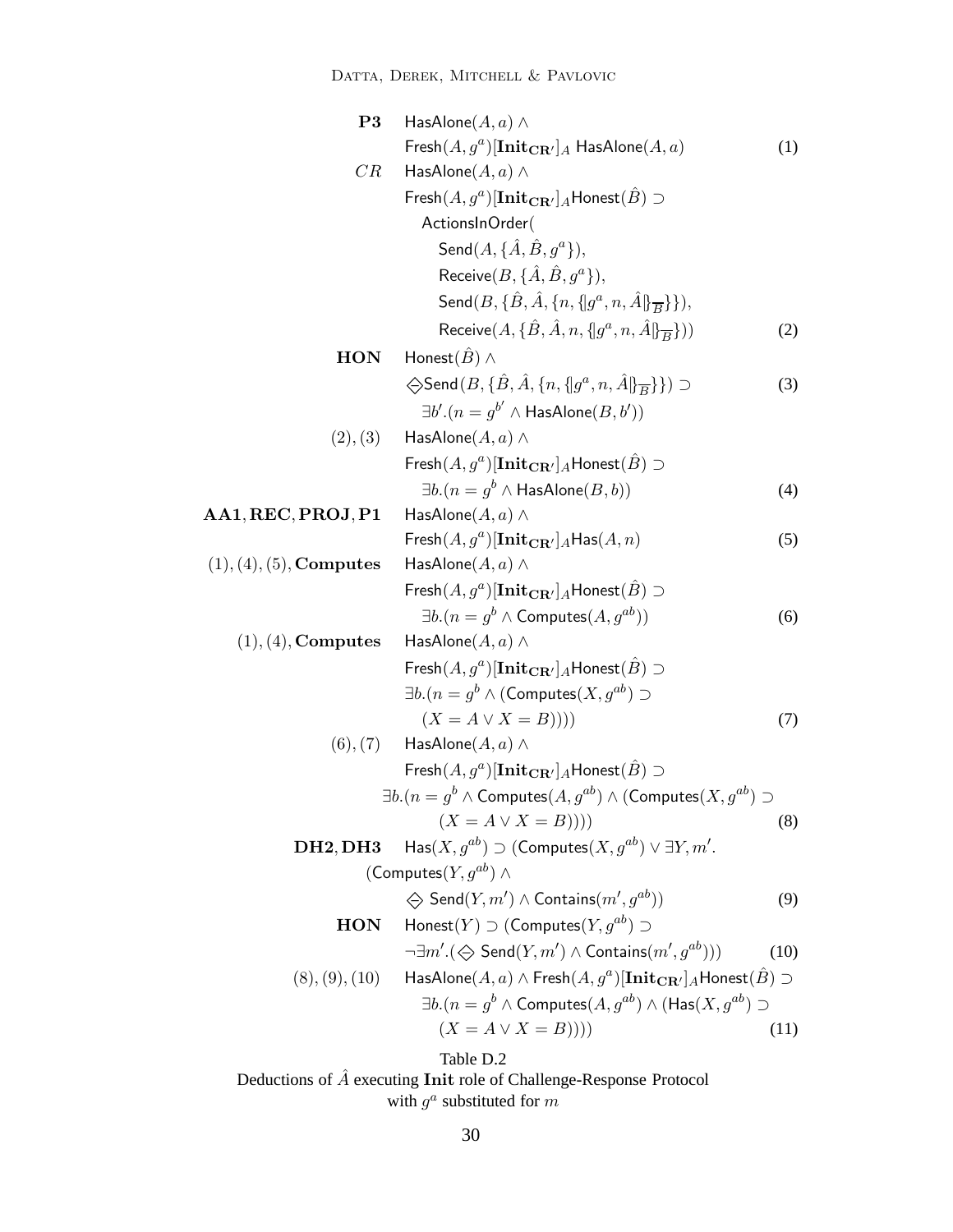$$
\begin{array}{lll}
\mathbf{P3} & \mathsf{HasAlone}(A,a) \wedge & \\
& \mathsf{Fresh}(A,g^a)[\mathbf{Init_{CR'}}]_A\ \mathsf{HasAlone}(A,a) & (1) \\
CR & \mathsf{HasAlone}(A,a) \wedge & \\
& \mathsf{Fresh}(A,g^a)[\mathbf{Init_{CR'}}]_A \mathsf{Honest}(\hat{B}) \supset & \\
& \quad \mathsf{ActionsInOrder}( & \\
& \quad\quad \mathsf{Send}(A,\{\hat{A},\hat{B},g^a\}), & \\
& \quad\quad \mathsf{Receive}(B,\{\hat{A},\hat{B},g^a\}), & \\
& \quad\quad \mathsf{Send}(B,\{\hat{B},\hat{A},\{n,\{\!|g^a,n,\hat{A}|\!\}_{\overline{B}}\}\}), & \\
& \quad\quad \mathsf{Receive}(A,\{\hat{B},\hat{A},n,\{\!|g^a,n,\hat{A}|\!\}_{\overline{B}}\})) & (2) \\
\mathbf{HON} & \mathsf{Honest}(\hat{B}) \wedge & \\
& \diamondsuit\mathsf{Send}(B,\{\hat{B},\hat{A},\{n,\{\!|g^a,n,\hat{A}|\!\}_{\overline{B}}\}\}) \supset & (3) \\
& \quad \exists b'.(n = g^{b'} \wedge \mathsf{HasAlone}(B,b')) & \\
(2),(3) & \mathsf{HasAlone}(A,a) \wedge & \\
& \mathsf{Fresh}(A,g^a)[\mathbf{Init_{CR'}}]_A \mathsf{Honest}(\hat{B}) \supset & \\
& \quad \exists b.(n = g^b \wedge \mathsf{HasAlone}(B,b)) & (4) \\
\mathbf{AA1,REC,PROJ,P1} & \mathsf{HasAlone}(A,a) \wedge & \\
& \mathsf{Fresh}(A,g^a)[\mathbf{Init_{CR'}}]_A \mathsf{Has}(A,n) & (5) \\
(1),(4),(5),\mathbf{Computes} & \mathsf{HasAlone}(A,a) \wedge & \\
& \mathsf{Fresh}(A,g^a)[\mathbf{Init_{CR'}}]_A \mathsf{Honest}(\hat{B}) \supset & \\
& \quad \exists b.(n = g^b \wedge \mathsf{Computes}(A,g^{ab})) & (6) \\
(1),(4),\mathbf{Computes} & \mathsf{HasAlone}(A,a) \wedge & \\
& \mathsf{Fresh}(A,g^a)[\mathbf{Init_{CR'}}]_A \mathsf{Honest}(\hat{B}) \supset & \\
& \exists b.(n = g^b \wedge (\mathsf{Computes}(X,g^{ab}) \supset & \\
& \quad (X = A \vee X = B)))) & (7) \\
(6),(7) & \mathsf{HasAlone}(A,a) \wedge & \\
& \mathsf{Fresh}(A,g^a)[\mathbf{Init_{CR'}}]_A \mathsf{Honest}(\hat{B}) \supset & \\
& \exists b.(n = g^b \wedge \mathsf{Computes}(A,g^{ab}) \wedge (\mathsf{Computes}(X,g^{ab}) \supset & \\
& \quad (X = A \vee X = B)))) & (8) \\
\mathbf{DH2,DH3} & \mathsf{Has}(X,g^{ab}) \supset (\mathsf{Computes}(X,g^{ab}) \vee \exists Y,m'. & \\
& (\mathsf{Computes}(Y,g^{ab}) \wedge & \\
& \diamondsuit\ \mathsf{Send}(Y,m') \wedge \mathsf{Contains}(m',g^{ab})) & (9) \\
\mathbf{HON} & \mathsf{Honest}(Y) \supset (\mathsf{Computes}(Y,g^{ab}) \supset & \\
& \neg\exists m'.(\diamondsuit\ \mathsf{Send}(Y,m') \wedge \mathsf{Contains}(m',g^{ab}))) & (10) \\
(8),(9),(10) & \mathsf{HasAlone}(A,a) \wedge \mathsf{Fresh}(A,g^a)[\mathbf{Init_{CR'}}]_A \mathsf{Honest}(\hat{B}) \supset & \\
& \quad \exists b.(n = g^b \wedge \mathsf{Computes}(A,g^{ab}) \wedge (\mathsf{Has}(X,g^{ab}) \supset & \\
& \quad\quad (X = A \vee X = B)))) & (11)
\end{array}
$$

Table D.2
Deductions of $\hat{A}$ executing **Init** role of Challenge-Response Protocol with $g^a$ substituted for $m$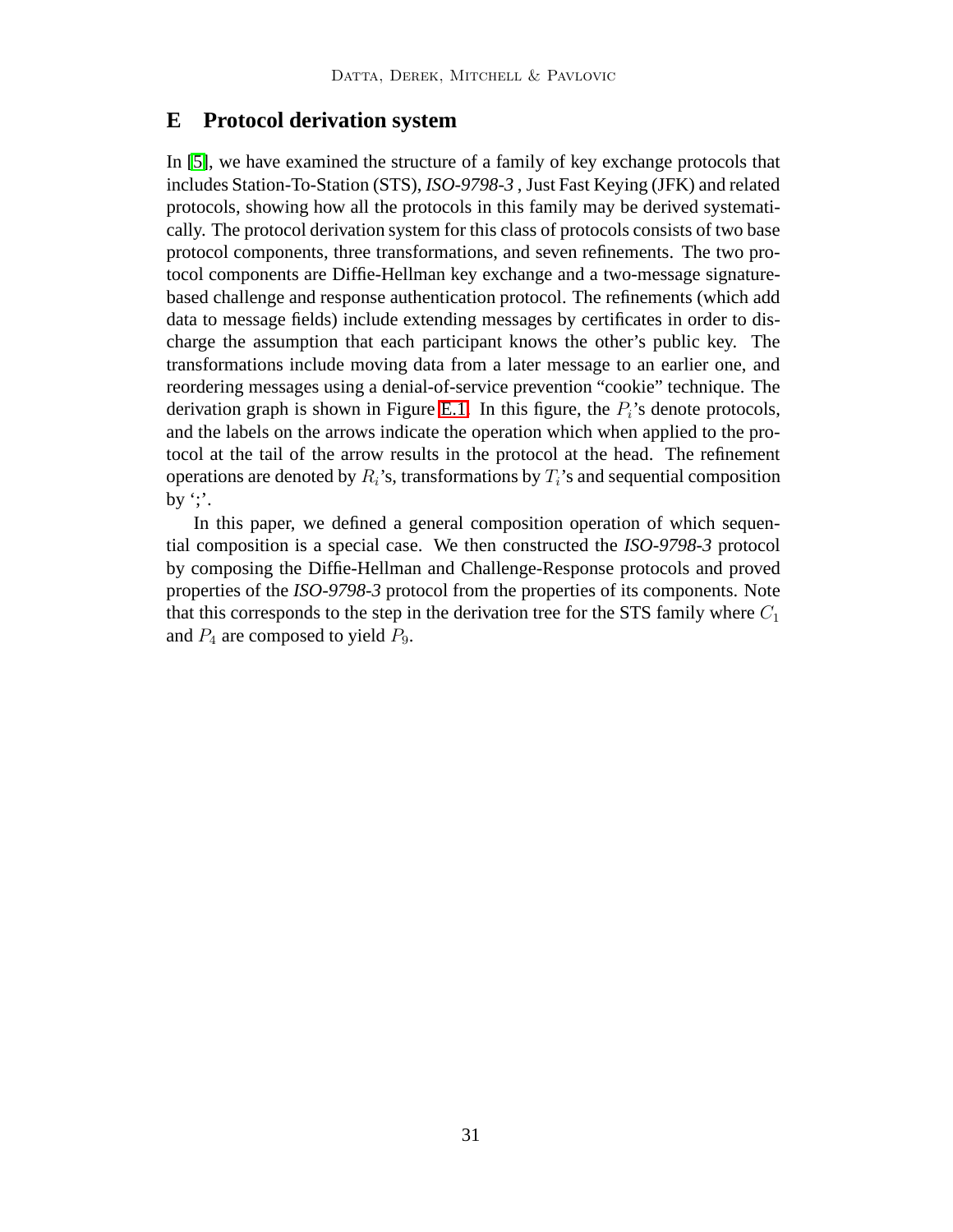## E Protocol derivation system

In [5], we have examined the structure of a family of key exchange protocols that includes Station-To-Station (STS), *ISO-9798-3* , Just Fast Keying (JFK) and related protocols, showing how all the protocols in this family may be derived systematically. The protocol derivation system for this class of protocols consists of two base protocol components, three transformations, and seven refinements. The two protocol components are Diffie-Hellman key exchange and a two-message signature-based challenge and response authentication protocol. The refinements (which add data to message fields) include extending messages by certificates in order to discharge the assumption that each participant knows the other's public key. The transformations include moving data from a later message to an earlier one, and reordering messages using a denial-of-service prevention "cookie" technique. The derivation graph is shown in Figure E.1. In this figure, the $P_i$'s denote protocols, and the labels on the arrows indicate the operation which when applied to the protocol at the tail of the arrow results in the protocol at the head. The refinement operations are denoted by $R_i$'s, transformations by $T_i$'s and sequential composition by ';'.

In this paper, we defined a general composition operation of which sequential composition is a special case. We then constructed the *ISO-9798-3* protocol by composing the Diffie-Hellman and Challenge-Response protocols and proved properties of the *ISO-9798-3* protocol from the properties of its components. Note that this corresponds to the step in the derivation tree for the STS family where $C_1$ and $P_4$ are composed to yield $P_9$.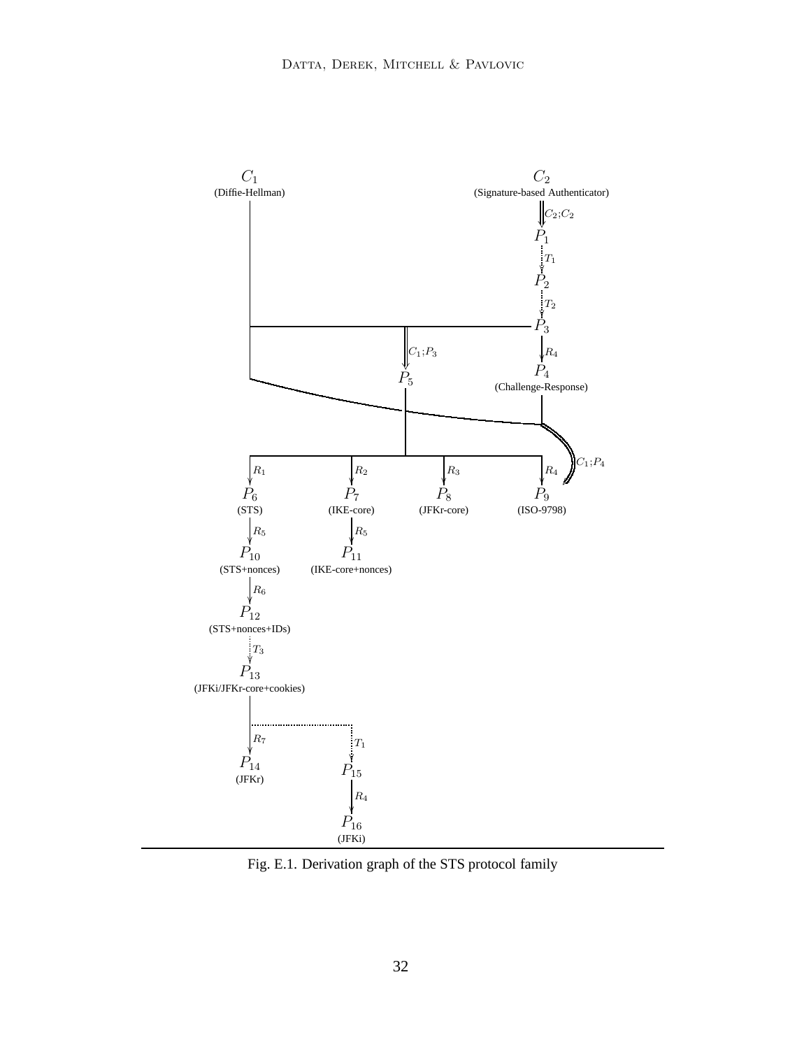$C_1$
(Diffie-Hellman)

$C_2$
(Signature-based Authenticator)

$C_2;C_2$

$P_1$

$T_1$

$P_2$

$T_2$

$P_3$

$C_1;P_3$

$R_4$

$P_5$

$P_4$
(Challenge-Response)

$C_1;P_4$

$R_1$

$R_2$

$R_3$

$R_4$

$P_6$
(STS)

$P_7$
(IKE-core)

$P_8$
(JFKr-core)

$P_9$
(ISO-9798)

$R_5$

$R_5$

$P_{10}$
(STS+nonces)

$P_{11}$
(IKE-core+nonces)

$R_6$

$P_{12}$
(STS+nonces+IDs)

$T_3$

$P_{13}$
(JFKi/JFKr-core+cookies)

$R_7$

$T_1$

$P_{14}$
(JFKr)

$P_{15}$

$R_4$

$P_{16}$
(JFKi)

Fig. E.1. Derivation graph of the STS protocol family